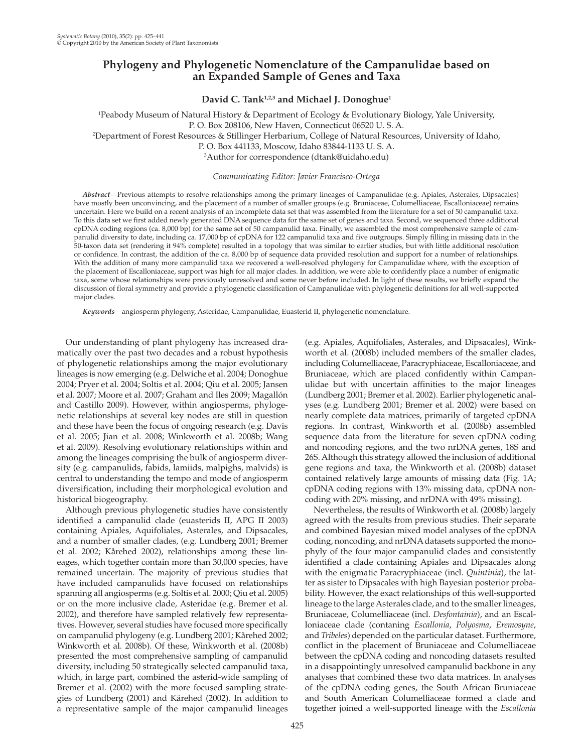# Phylogeny and Phylogenetic Nomenclature of the Campanulidae based on an Expanded Sample of Genes and Taxa

**David C. Tank[1,2,3] and Michael J. Donoghue[1]**

[1]Peabody Museum of Natural History & Department of Ecology & Evolutionary Biology, Yale University, P. O. Box 208106, New Haven, Connecticut 06520 U. S. A.

[2]Department of Forest Resources & Stillinger Herbarium, College of Natural Resources, University of Idaho, P. O. Box 441133, Moscow, Idaho 83844-1133 U. S. A.

[3]Author for correspondence (dtank@uidaho.edu)

*Communicating Editor: Javier Francisco-Ortega*

***Abstract***—Previous attempts to resolve relationships among the primary lineages of Campanulidae (e.g. Apiales, Asterales, Dipsacales) have mostly been unconvincing, and the placement of a number of smaller groups (e.g. Bruniaceae, Columelliaceae, Escalloniaceae) remains uncertain. Here we build on a recent analysis of an incomplete data set that was assembled from the literature for a set of 50 campanulid taxa. To this data set we first added newly generated DNA sequence data for the same set of genes and taxa. Second, we sequenced three additional cpDNA coding regions (ca. 8,000 bp) for the same set of 50 campanulid taxa. Finally, we assembled the most comprehensive sample of campanulid diversity to date, including ca. 17,000 bp of cpDNA for 122 campanulid taxa and five outgroups. Simply filling in missing data in the 50-taxon data set (rendering it 94% complete) resulted in a topology that was similar to earlier studies, but with little additional resolution or confidence. In contrast, the addition of the ca. 8,000 bp of sequence data provided resolution and support for a number of relationships. With the addition of many more campanulid taxa we recovered a well-resolved phylogeny for Campanulidae where, with the exception of the placement of Escalloniaceae, support was high for all major clades. In addition, we were able to confidently place a number of enigmatic taxa, some whose relationships were previously unresolved and some never before included. In light of these results, we briefly expand the discussion of floral symmetry and provide a phylogenetic classification of Campanulidae with phylogenetic definitions for all well-supported major clades.

***Keywords***—angiosperm phylogeny, Asteridae, Campanulidae, Euasterid II, phylogenetic nomenclature.

Our understanding of plant phylogeny has increased dramatically over the past two decades and a robust hypothesis of phylogenetic relationships among the major evolutionary lineages is now emerging (e.g. Delwiche et al. 2004; Donoghue 2004; Pryer et al. 2004; Soltis et al. 2004; Qiu et al. 2005; Jansen et al. 2007; Moore et al. 2007; Graham and Iles 2009; Magallón and Castillo 2009). However, within angiosperms, phylogenetic relationships at several key nodes are still in question and these have been the focus of ongoing research (e.g. Davis et al. 2005; Jian et al. 2008; Winkworth et al. 2008b; Wang et al. 2009). Resolving evolutionary relationships within and among the lineages comprising the bulk of angiosperm diversity (e.g. campanulids, fabids, lamiids, malpighs, malvids) is central to understanding the tempo and mode of angiosperm diversification, including their morphological evolution and historical biogeography.

Although previous phylogenetic studies have consistently identified a campanulid clade (euasterids II, APG II 2003) containing Apiales, Aquifoliales, Asterales, and Dipsacales, and a number of smaller clades, (e.g. Lundberg 2001; Bremer et al. 2002; Kårehed 2002), relationships among these lineages, which together contain more than 30,000 species, have remained uncertain. The majority of previous studies that have included campanulids have focused on relationships spanning all angiosperms (e.g. Soltis et al. 2000; Qiu et al. 2005) or on the more inclusive clade, Asteridae (e.g. Bremer et al. 2002), and therefore have sampled relatively few representatives. However, several studies have focused more specifically on campanulid phylogeny (e.g. Lundberg 2001; Kårehed 2002; Winkworth et al. 2008b). Of these, Winkworth et al. (2008b) presented the most comprehensive sampling of campanulid diversity, including 50 strategically selected campanulid taxa, which, in large part, combined the asterid-wide sampling of Bremer et al. (2002) with the more focused sampling strategies of Lundberg (2001) and Kårehed (2002). In addition to a representative sample of the major campanulid lineages (e.g. Apiales, Aquifoliales, Asterales, and Dipsacales), Winkworth et al. (2008b) included members of the smaller clades, including Columelliaceae, Paracryphiaceae, Escalloniaceae, and Bruniaceae, which are placed confidently within Campanulidae but with uncertain affinities to the major lineages (Lundberg 2001; Bremer et al. 2002). Earlier phylogenetic analyses (e.g. Lundberg 2001; Bremer et al. 2002) were based on nearly complete data matrices, primarily of targeted cpDNA regions. In contrast, Winkworth et al. (2008b) assembled sequence data from the literature for seven cpDNA coding and noncoding regions, and the two nrDNA genes, 18S and 26S. Although this strategy allowed the inclusion of additional gene regions and taxa, the Winkworth et al. (2008b) dataset contained relatively large amounts of missing data (Fig. 1A; cpDNA coding regions with 13% missing data, cpDNA noncoding with 20% missing, and nrDNA with 49% missing).

Nevertheless, the results of Winkworth et al. (2008b) largely agreed with the results from previous studies. Their separate and combined Bayesian mixed model analyses of the cpDNA coding, noncoding, and nrDNA datasets supported the monophyly of the four major campanulid clades and consistently identified a clade containing Apiales and Dipsacales along with the enigmatic Paracryphiaceae (incl. *Quintinia*), the latter as sister to Dipsacales with high Bayesian posterior probability. However, the exact relationships of this well-supported lineage to the large Asterales clade, and to the smaller lineages, Bruniaceae, Columelliaceae (incl. *Desfontainia*), and an Escalloniaceae clade (contaning *Escallonia*, *Polyosma*, *Eremosyne*, and *Tribeles*) depended on the particular dataset. Furthermore, conflict in the placement of Bruniaceae and Columelliaceae between the cpDNA coding and noncoding datasets resulted in a disappointingly unresolved campanulid backbone in any analyses that combined these two data matrices. In analyses of the cpDNA coding genes, the South African Bruniaceae and South American Columelliaceae formed a clade and together joined a well-supported lineage with the *Escallonia*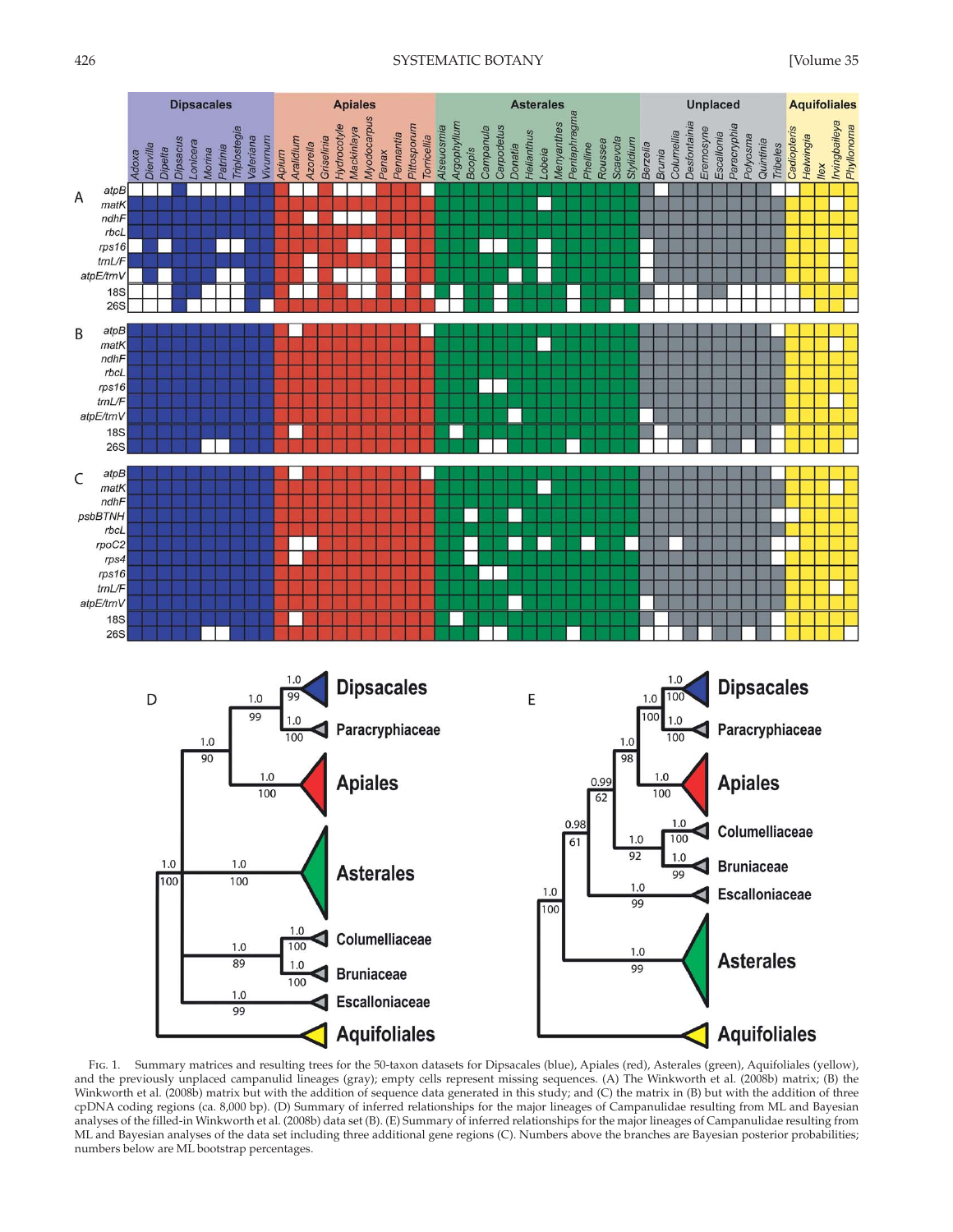FIG. 1. Summary matrices and resulting trees for the 50-taxon datasets for Dipsacales (blue), Apiales (red), Asterales (green), Aquifoliales (yellow), and the previously unplaced campanulid lineages (gray); empty cells represent missing sequences. (A) The Winkworth et al. (2008b) matrix; (B) the Winkworth et al. (2008b) matrix but with the addition of sequence data generated in this study; and (C) the matrix in (B) but with the addition of three cpDNA coding regions (ca. 8,000 bp). (D) Summary of inferred relationships for the major lineages of Campanulidae resulting from ML and Bayesian analyses of the filled-in Winkworth et al. (2008b) data set (B). (E) Summary of inferred relationships for the major lineages of Campanulidae resulting from ML and Bayesian analyses of the data set including three additional gene regions (C). Numbers above the branches are Bayesian posterior probabilities; numbers below are ML bootstrap percentages.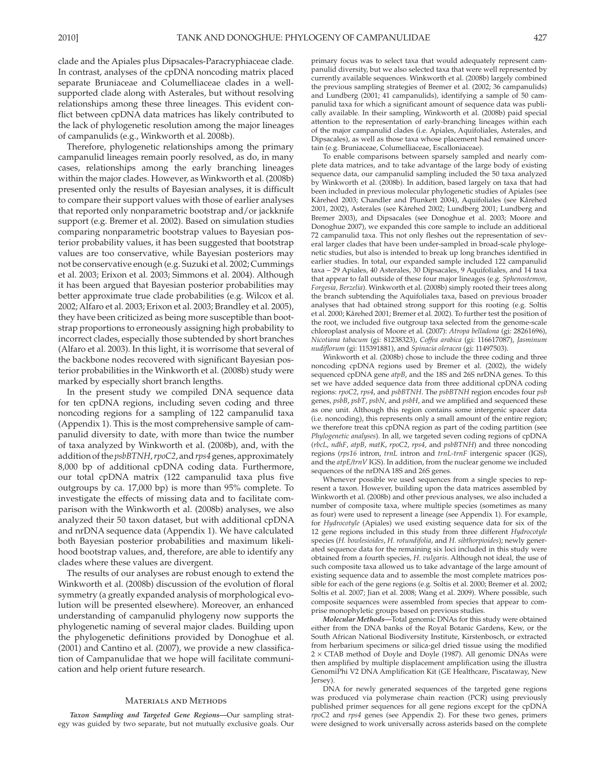clade and the Apiales plus Dipsacales-Paracryphiaceae clade. In contrast, analyses of the cpDNA noncoding matrix placed separate Bruniaceae and Columelliaceae clades in a well-supported clade along with Asterales, but without resolving relationships among these three lineages. This evident conflict between cpDNA data matrices has likely contributed to the lack of phylogenetic resolution among the major lineages of campanulids (e.g., Winkworth et al. 2008b).

Therefore, phylogenetic relationships among the primary campanulid lineages remain poorly resolved, as do, in many cases, relationships among the early branching lineages within the major clades. However, as Winkworth et al. (2008b) presented only the results of Bayesian analyses, it is difficult to compare their support values with those of earlier analyses that reported only nonparametric bootstrap and/or jackknife support (e.g. Bremer et al. 2002). Based on simulation studies comparing nonparametric bootstrap values to Bayesian posterior probability values, it has been suggested that bootstrap values are too conservative, while Bayesian posteriors may not be conservative enough (e.g. Suzuki et al. 2002; Cummings et al. 2003; Erixon et al. 2003; Simmons et al. 2004). Although it has been argued that Bayesian posterior probabilities may better approximate true clade probabilities (e.g. Wilcox et al. 2002; Alfaro et al. 2003; Erixon et al. 2003; Brandley et al. 2005), they have been criticized as being more susceptible than bootstrap proportions to erroneously assigning high probability to incorrect clades, especially those subtended by short branches (Alfaro et al. 2003). In this light, it is worrisome that several of the backbone nodes recovered with significant Bayesian posterior probabilities in the Winkworth et al. (2008b) study were marked by especially short branch lengths.

In the present study we compiled DNA sequence data for ten cpDNA regions, including seven coding and three noncoding regions for a sampling of 122 campanulid taxa (Appendix 1). This is the most comprehensive sample of campanulid diversity to date, with more than twice the number of taxa analyzed by Winkworth et al. (2008b), and, with the addition of the *psbBTNH*, *rpoC2*, and *rps4* genes, approximately 8,000 bp of additional cpDNA coding data. Furthermore, our total cpDNA matrix (122 campanulid taxa plus five outgroups by ca. 17,000 bp) is more than 95% complete. To investigate the effects of missing data and to facilitate comparison with the Winkworth et al. (2008b) analyses, we also analyzed their 50 taxon dataset, but with additional cpDNA and nrDNA sequence data (Appendix 1). We have calculated both Bayesian posterior probabilities and maximum likelihood bootstrap values, and, therefore, are able to identify any clades where these values are divergent.

The results of our analyses are robust enough to extend the Winkworth et al. (2008b) discussion of the evolution of floral symmetry (a greatly expanded analysis of morphological evolution will be presented elsewhere). Moreover, an enhanced understanding of campanulid phylogeny now supports the phylogenetic naming of several major clades. Building upon the phylogenetic definitions provided by Donoghue et al. (2001) and Cantino et al. (2007), we provide a new classification of Campanulidae that we hope will facilitate communication and help orient future research.

## Materials and Methods

***Taxon Sampling and Targeted Gene Regions*—**Our sampling strategy was guided by two separate, but not mutually exclusive goals. Our primary focus was to select taxa that would adequately represent campanulid diversity, but we also selected taxa that were well represented by currently available sequences. Winkworth et al. (2008b) largely combined the previous sampling strategies of Bremer et al. (2002; 36 campanulids) and Lundberg (2001; 41 campanulids), identifying a sample of 50 campanulid taxa for which a significant amount of sequence data was publically available. In their sampling, Winkworth et al. (2008b) paid special attention to the representation of early-branching lineages within each of the major campanulid clades (i.e. Apiales, Aquifoliales, Asterales, and Dipsacales), as well as those taxa whose placement had remained uncertain (e.g. Bruniaceae, Columelliaceae, Escalloniaceae).

To enable comparisons between sparsely sampled and nearly complete data matrices, and to take advantage of the large body of existing sequence data, our campanulid sampling included the 50 taxa analyzed by Winkworth et al. (2008b). In addition, based largely on taxa that had been included in previous molecular phylogenetic studies of Apiales (see Kårehed 2003; Chandler and Plunkett 2004), Aquifoliales (see Kårehed 2001, 2002), Asterales (see Kårehed 2002; Lundberg 2001; Lundberg and Bremer 2003), and Dipsacales (see Donoghue et al. 2003; Moore and Donoghue 2007), we expanded this core sample to include an additional 72 campanulid taxa. This not only fleshes out the representation of several larger clades that have been under-sampled in broad-scale phylogenetic studies, but also is intended to break up long branches identified in earlier studies. In total, our expanded sample included 122 campanulid taxa – 29 Apiales, 40 Asterales, 30 Dipsacales, 9 Aquifoliales, and 14 taxa that appear to fall outside of these four major lineages (e.g. *Sphenostemon*, *Forgesia*, *Berzelia*). Winkworth et al. (2008b) simply rooted their trees along the branch subtending the Aquifoliales taxa, based on previous broader analyses that had obtained strong support for this rooting (e.g. Soltis et al. 2000; Kårehed 2001; Bremer et al. 2002). To further test the position of the root, we included five outgroup taxa selected from the genome-scale chloroplast analysis of Moore et al. (2007): *Atropa belladona* (gi: 28261696), *Nicotiana tabacum* (gi: 81238323), *Coffea arabica* (gi: 116617087), *Jasminum nudiflorum* (gi: 115391881), and *Spinacia oleracea* (gi: 11497503).

Winkworth et al. (2008b) chose to include the three coding and three noncoding cpDNA regions used by Bremer et al. (2002), the widely sequenced cpDNA gene *atpB*, and the 18S and 26S nrDNA genes. To this set we have added sequence data from three additional cpDNA coding regions: *rpoC2*, *rps4*, and *psbBTNH*. The *psbBTNH* region encodes four *psb* genes, *psbB*, *psbT*, *psbN*, and *psbH*, and we amplified and sequenced these as one unit. Although this region contains some intergenic spacer data (i.e. noncoding), this represents only a small amount of the entire region; we therefore treat this cpDNA region as part of the coding partition (see *Phylogenetic analyses*). In all, we targeted seven coding regions of cpDNA (*rbcL*, *ndhF*, *atpB*, *matK*, *rpoC2*, *rps4*, and *psbBTNH*) and three noncoding regions (*rps16* intron, *trnL* intron and *trnL-trnF* intergenic spacer (IGS), and the *atpE/trnV* IGS). In addition, from the nuclear genome we included sequences of the nrDNA 18S and 26S genes.

Whenever possible we used sequences from a single species to represent a taxon. However, building upon the data matrices assembled by Winkworth et al. (2008b) and other previous analyses, we also included a number of composite taxa, where multiple species (sometimes as many as four) were used to represent a lineage (see Appendix 1). For example, for *Hydrocotyle* (Apiales) we used existing sequence data for six of the 12 gene regions included in this study from three different *Hydrocotyle* species (*H. bowlesioides*, *H. rotundifolia*, and *H. sibthorpioides*); newly generated sequence data for the remaining six loci included in this study were obtained from a fourth species, *H. vulgaris*. Although not ideal, the use of such composite taxa allowed us to take advantage of the large amount of existing sequence data and to assemble the most complete matrices possible for each of the gene regions (e.g. Soltis et al. 2000; Bremer et al. 2002; Soltis et al. 2007; Jian et al. 2008; Wang et al. 2009). Where possible, such composite sequences were assembled from species that appear to comprise monophyletic groups based on previous studies.

***Molecular Methods*—**Total genomic DNAs for this study were obtained either from the DNA banks of the Royal Botanic Gardens, Kew, or the South African National Biodiversity Institute, Kirstenbosch, or extracted from herbarium specimens or silica-gel dried tissue using the modified $2 \times$ CTAB method of Doyle and Doyle (1987). All genomic DNAs were then amplified by multiple displacement amplification using the illustra GenomiPhi V2 DNA Amplification Kit (GE Healthcare, Piscataway, New Jersey).

DNA for newly generated sequences of the targeted gene regions was produced via polymerase chain reaction (PCR) using previously published primer sequences for all gene regions except for the cpDNA *rpoC2* and *rps4* genes (see Appendix 2). For these two genes, primers were designed to work universally across asterids based on the complete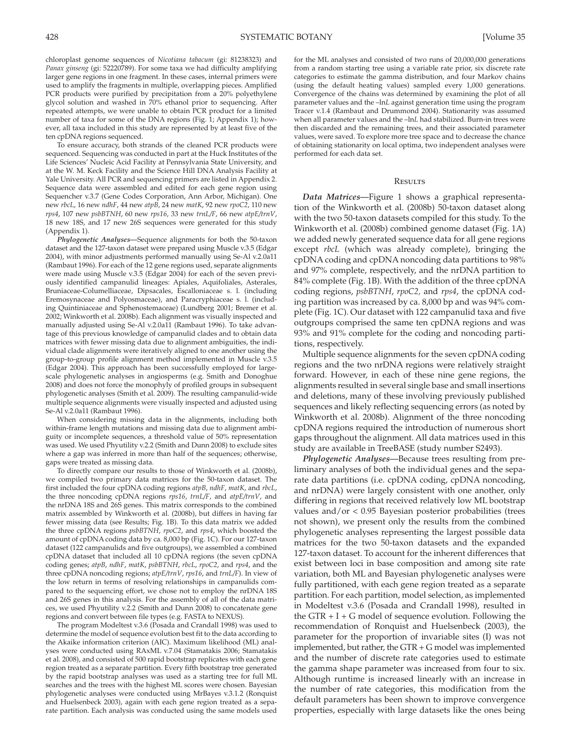chloroplast genome sequences of *Nicotiana tabacum* (gi: 81238323) and *Panax ginseng* (gi: 52220789). For some taxa we had difficulty amplifying larger gene regions in one fragment. In these cases, internal primers were used to amplify the fragments in multiple, overlapping pieces. Amplified PCR products were purified by precipitation from a 20% polyethylene glycol solution and washed in 70% ethanol prior to sequencing. After repeated attempts, we were unable to obtain PCR product for a limited number of taxa for some of the DNA regions (Fig. 1; Appendix 1); however, all taxa included in this study are represented by at least five of the ten cpDNA regions sequenced.

To ensure accuracy, both strands of the cleaned PCR products were sequenced. Sequencing was conducted in part at the Huck Institutes of the Life Sciences' Nucleic Acid Facility at Pennsylvania State University, and at the W. M. Keck Facility and the Science Hill DNA Analysis Facility at Yale University. All PCR and sequencing primers are listed in Appendix 2. Sequence data were assembled and edited for each gene region using Sequencher v.3.7 (Gene Codes Corporation, Ann Arbor, Michigan). One new *rbcL*, 16 new *ndhF*, 44 new *atpB*, 24 new *matK*, 92 new *rpoC2*, 110 new *rps4*, 107 new *psbBTNH*, 60 new *rps16*, 33 new *trnL/F*, 66 new *atpE/trnV*, 18 new 18S, and 17 new 26S sequences were generated for this study (Appendix 1).

***Phylogenetic Analyses*****—**Sequence alignments for both the 50-taxon dataset and the 127-taxon dataset were prepared using Muscle v.3.5 (Edgar 2004), with minor adjustments performed manually using Se-Al v.2.0a11 (Rambaut 1996). For each of the 12 gene regions used, separate alignments were made using Muscle v.3.5 (Edgar 2004) for each of the seven previously identified campanulid lineages: Apiales, Aquifoliales, Asterales, Bruniaceae-Columelliaceae, Dipsacales, Escalloniaceae s. l. (including Eremosynaceae and Polyosmaceae), and Paracryphiaceae s. l. (including Quintiniaceae and Sphenostemaceae) (Lundberg 2001; Bremer et al. 2002; Winkworth et al. 2008b). Each alignment was visually inspected and manually adjusted using Se-Al v.2.0a11 (Rambaut 1996). To take advantage of this previous knowledge of campanulid clades and to obtain data matrices with fewer missing data due to alignment ambiguities, the individual clade alignments were iteratively aligned to one another using the group-to-group profile alignment method implemented in Muscle v.3.5 (Edgar 2004). This approach has been successfully employed for large-scale phylogenetic analyses in angiosperms (e.g. Smith and Donoghue 2008) and does not force the monophyly of profiled groups in subsequent phylogenetic analyses (Smith et al. 2009). The resulting campanulid-wide multiple sequence alignments were visually inspected and adjusted using Se-Al v.2.0a11 (Rambaut 1996).

When considering missing data in the alignments, including both within-frame length mutations and missing data due to alignment ambiguity or incomplete sequences, a threshold value of 50% representation was used. We used Phyutility v.2.2 (Smith and Dunn 2008) to exclude sites where a gap was inferred in more than half of the sequences; otherwise, gaps were treated as missing data.

To directly compare our results to those of Winkworth et al. (2008b), we compiled two primary data matrices for the 50-taxon dataset. The first included the four cpDNA coding regions *atpB*, *ndhF*, *matK*, and *rbcL*, the three noncoding cpDNA regions *rps16*, *trnL/F*, and *atpE/trnV*, and the nrDNA 18S and 26S genes. This matrix corresponds to the combined matrix assembled by Winkworth et al. (2008b), but differs in having far fewer missing data (see Results; Fig. 1B). To this data matrix we added the three cpDNA regions *psbBTNH*, *rpoC2*, and *rps4*, which boosted the amount of cpDNA coding data by ca. 8,000 bp (Fig. 1C). For our 127-taxon dataset (122 campanulids and five outgroups), we assembled a combined cpDNA dataset that included all 10 cpDNA regions (the seven cpDNA coding genes; *atpB*, *ndhF*, *matK*, *psbBTNH*, *rbcL*, *rpoC2*, and *rps4*, and the three cpDNA noncoding regions; *atpE/trnV*, *rps16*, and *trnL/F*). In view of the low return in terms of resolving relationships in campanulids compared to the sequencing effort, we chose not to employ the nrDNA 18S and 26S genes in this analysis. For the assembly of all of the data matrices, we used Phyutility v.2.2 (Smith and Dunn 2008) to concatenate gene regions and convert between file types (e.g. FASTA to NEXUS).

The program Modeltest v.3.6 (Posada and Crandall 1998) was used to determine the model of sequence evolution best fit to the data according to the Akaike information criterion (AIC). Maximum likelihood (ML) analyses were conducted using RAxML v.7.04 (Stamatakis 2006; Stamatakis et al. 2008), and consisted of 500 rapid bootstrap replicates with each gene region treated as a separate partition. Every fifth bootstrap tree generated by the rapid bootstrap analyses was used as a starting tree for full ML searches and the trees with the highest ML scores were chosen. Bayesian phylogenetic analyses were conducted using MrBayes v.3.1.2 (Ronquist and Huelsenbeck 2003), again with each gene region treated as a separate partition. Each analysis was conducted using the same models used for the ML analyses and consisted of two runs of 20,000,000 generations from a random starting tree using a variable rate prior, six discrete rate categories to estimate the gamma distribution, and four Markov chains (using the default heating values) sampled every 1,000 generations. Convergence of the chains was determined by examining the plot of all parameter values and the –ln*L* against generation time using the program Tracer v.1.4 (Rambaut and Drummond 2004). Stationarity was assumed when all parameter values and the –ln*L* had stabilized. Burn-in trees were then discarded and the remaining trees, and their associated parameter values, were saved. To explore more tree space and to decrease the chance of obtaining stationarity on local optima, two independent analyses were performed for each data set.

## Results

***Data Matrices*****—**Figure 1 shows a graphical representation of the Winkworth et al. (2008b) 50-taxon dataset along with the two 50-taxon datasets compiled for this study. To the Winkworth et al. (2008b) combined genome dataset (Fig. 1A) we added newly generated sequence data for all gene regions except *rbcL* (which was already complete), bringing the cpDNA coding and cpDNA noncoding data partitions to 98% and 97% complete, respectively, and the nrDNA partition to 84% complete (Fig. 1B). With the addition of the three cpDNA coding regions, *psbBTNH*, *rpoC2*, and *rps4*, the cpDNA coding partition was increased by ca. 8,000 bp and was 94% complete (Fig. 1C). Our dataset with 122 campanulid taxa and five outgroups comprised the same ten cpDNA regions and was 93% and 91% complete for the coding and noncoding partitions, respectively.

Multiple sequence alignments for the seven cpDNA coding regions and the two nrDNA regions were relatively straight forward. However, in each of these nine gene regions, the alignments resulted in several single base and small insertions and deletions, many of these involving previously published sequences and likely reflecting sequencing errors (as noted by Winkworth et al. 2008b). Alignment of the three noncoding cpDNA regions required the introduction of numerous short gaps throughout the alignment. All data matrices used in this study are available in TreeBASE (study number S2493).

***Phylogenetic Analyses*****—**Because trees resulting from preliminary analyses of both the individual genes and the separate data partitions (i.e. cpDNA coding, cpDNA noncoding, and nrDNA) were largely consistent with one another, only differing in regions that received relatively low ML bootstrap values and/or < 0.95 Bayesian posterior probabilities (trees not shown), we present only the results from the combined phylogenetic analyses representing the largest possible data matrices for the two 50-taxon datasets and the expanded 127-taxon dataset. To account for the inherent differences that exist between loci in base composition and among site rate variation, both ML and Bayesian phylogenetic analyses were fully partitioned, with each gene region treated as a separate partition. For each partition, model selection, as implemented in Modeltest v.3.6 (Posada and Crandall 1998), resulted in the GTR + I + G model of sequence evolution. Following the recommendation of Ronquist and Huelsenbeck (2003), the parameter for the proportion of invariable sites (I) was not implemented, but rather, the GTR + G model was implemented and the number of discrete rate categories used to estimate the gamma shape parameter was increased from four to six. Although runtime is increased linearly with an increase in the number of rate categories, this modification from the default parameters has been shown to improve convergence properties, especially with large datasets like the ones being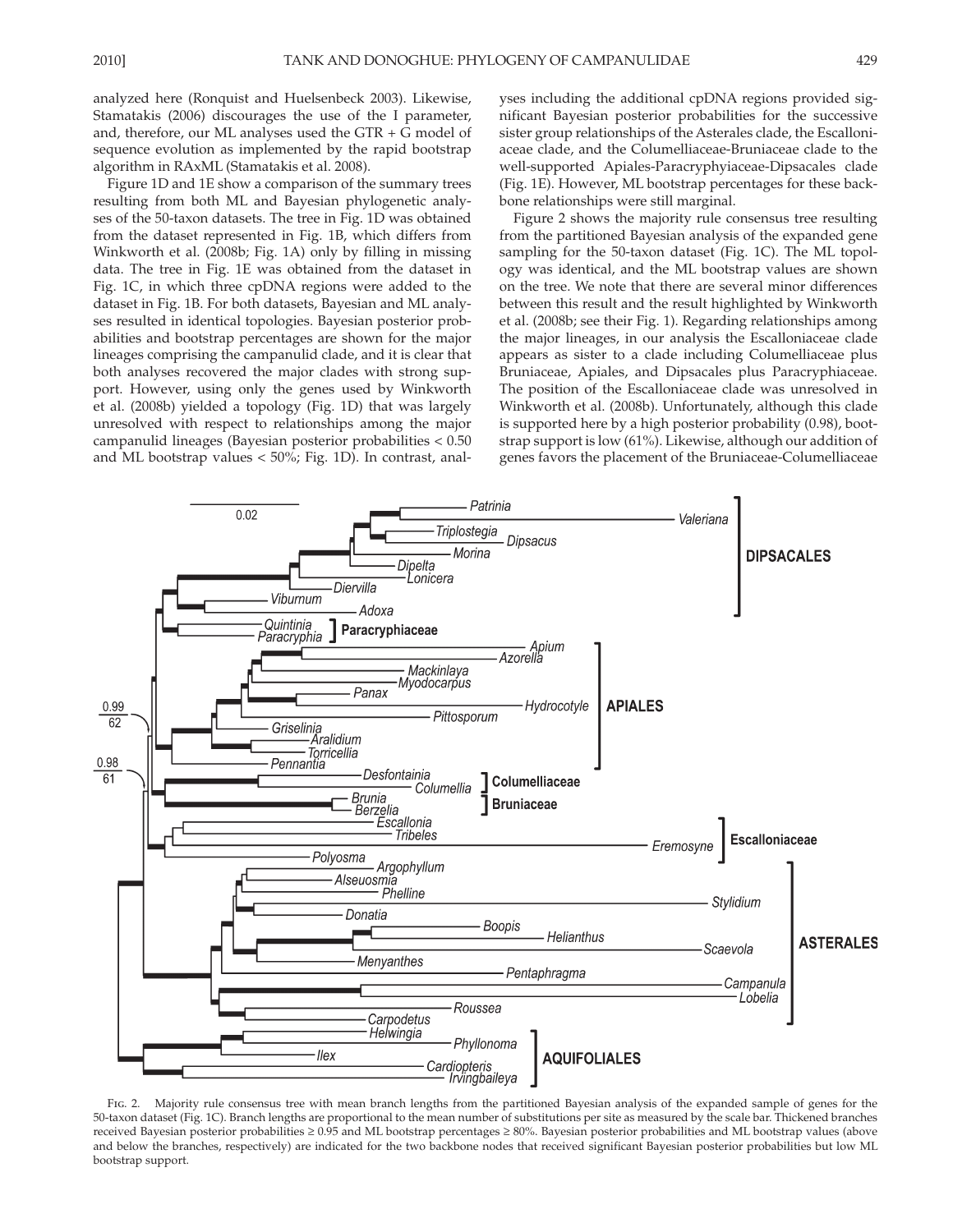analyzed here (Ronquist and Huelsenbeck 2003). Likewise, Stamatakis (2006) discourages the use of the I parameter, and, therefore, our ML analyses used the GTR + G model of sequence evolution as implemented by the rapid bootstrap algorithm in RAxML (Stamatakis et al. 2008).

Figure 1D and 1E show a comparison of the summary trees resulting from both ML and Bayesian phylogenetic analyses of the 50-taxon datasets. The tree in Fig. 1D was obtained from the dataset represented in Fig. 1B, which differs from Winkworth et al. (2008b; Fig. 1A) only by filling in missing data. The tree in Fig. 1E was obtained from the dataset in Fig. 1C, in which three cpDNA regions were added to the dataset in Fig. 1B. For both datasets, Bayesian and ML analyses resulted in identical topologies. Bayesian posterior probabilities and bootstrap percentages are shown for the major lineages comprising the campanulid clade, and it is clear that both analyses recovered the major clades with strong support. However, using only the genes used by Winkworth et al. (2008b) yielded a topology (Fig. 1D) that was largely unresolved with respect to relationships among the major campanulid lineages (Bayesian posterior probabilities < 0.50 and ML bootstrap values < 50%; Fig. 1D). In contrast, analyses including the additional cpDNA regions provided significant Bayesian posterior probabilities for the successive sister group relationships of the Asterales clade, the Escalloniaceae clade, and the Columelliaceae-Bruniaceae clade to the well-supported Apiales-Paracryphyiaceae-Dipsacales clade (Fig. 1E). However, ML bootstrap percentages for these backbone relationships were still marginal.

Figure 2 shows the majority rule consensus tree resulting from the partitioned Bayesian analysis of the expanded gene sampling for the 50-taxon dataset (Fig. 1C). The ML topology was identical, and the ML bootstrap values are shown on the tree. We note that there are several minor differences between this result and the result highlighted by Winkworth et al. (2008b; see their Fig. 1). Regarding relationships among the major lineages, in our analysis the Escalloniaceae clade appears as sister to a clade including Columelliaceae plus Bruniaceae, Apiales, and Dipsacales plus Paracryphiaceae. The position of the Escalloniaceae clade was unresolved in Winkworth et al. (2008b). Unfortunately, although this clade is supported here by a high posterior probability (0.98), bootstrap support is low (61%). Likewise, although our addition of genes favors the placement of the Bruniaceae-Columelliaceae

Fig. 2. Majority rule consensus tree with mean branch lengths from the partitioned Bayesian analysis of the expanded sample of genes for the 50-taxon dataset (Fig. 1C). Branch lengths are proportional to the mean number of substitutions per site as measured by the scale bar. Thickened branches received Bayesian posterior probabilities ≥ 0.95 and ML bootstrap percentages ≥ 80%. Bayesian posterior probabilities and ML bootstrap values (above and below the branches, respectively) are indicated for the two backbone nodes that received significant Bayesian posterior probabilities but low ML bootstrap support.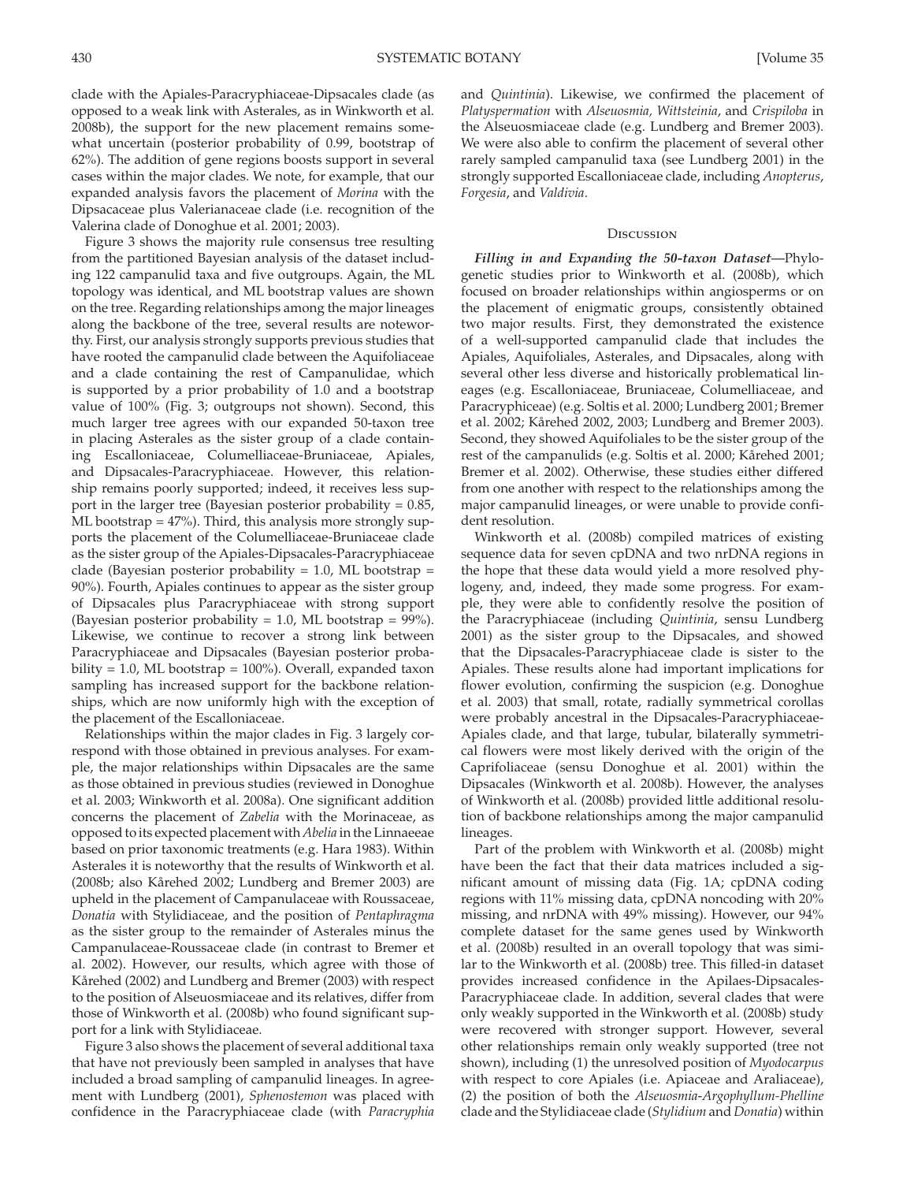clade with the Apiales-Paracryphiaceae-Dipsacales clade (as opposed to a weak link with Asterales, as in Winkworth et al. 2008b), the support for the new placement remains somewhat uncertain (posterior probability of 0.99, bootstrap of 62%). The addition of gene regions boosts support in several cases within the major clades. We note, for example, that our expanded analysis favors the placement of *Morina* with the Dipsacaceae plus Valerianaceae clade (i.e. recognition of the Valerina clade of Donoghue et al. 2001; 2003).

Figure 3 shows the majority rule consensus tree resulting from the partitioned Bayesian analysis of the dataset including 122 campanulid taxa and five outgroups. Again, the ML topology was identical, and ML bootstrap values are shown on the tree. Regarding relationships among the major lineages along the backbone of the tree, several results are noteworthy. First, our analysis strongly supports previous studies that have rooted the campanulid clade between the Aquifoliaceae and a clade containing the rest of Campanulidae, which is supported by a prior probability of 1.0 and a bootstrap value of 100% (Fig. 3; outgroups not shown). Second, this much larger tree agrees with our expanded 50-taxon tree in placing Asterales as the sister group of a clade containing Escalloniaceae, Columelliaceae-Bruniaceae, Apiales, and Dipsacales-Paracryphiaceae. However, this relationship remains poorly supported; indeed, it receives less support in the larger tree (Bayesian posterior probability = 0.85, ML bootstrap = 47%). Third, this analysis more strongly supports the placement of the Columelliaceae-Bruniaceae clade as the sister group of the Apiales-Dipsacales-Paracryphiaceae clade (Bayesian posterior probability = 1.0, ML bootstrap = 90%). Fourth, Apiales continues to appear as the sister group of Dipsacales plus Paracryphiaceae with strong support (Bayesian posterior probability = 1.0, ML bootstrap = 99%). Likewise, we continue to recover a strong link between Paracryphiaceae and Dipsacales (Bayesian posterior probability = 1.0, ML bootstrap = 100%). Overall, expanded taxon sampling has increased support for the backbone relationships, which are now uniformly high with the exception of the placement of the Escalloniaceae.

Relationships within the major clades in Fig. 3 largely correspond with those obtained in previous analyses. For example, the major relationships within Dipsacales are the same as those obtained in previous studies (reviewed in Donoghue et al. 2003; Winkworth et al. 2008a). One significant addition concerns the placement of *Zabelia* with the Morinaceae, as opposed to its expected placement with *Abelia* in the Linnaeeae based on prior taxonomic treatments (e.g. Hara 1983). Within Asterales it is noteworthy that the results of Winkworth et al. (2008b; also Kårehed 2002; Lundberg and Bremer 2003) are upheld in the placement of Campanulaceae with Roussaceae, *Donatia* with Stylidiaceae, and the position of *Pentaphragma* as the sister group to the remainder of Asterales minus the Campanulaceae-Roussaceae clade (in contrast to Bremer et al. 2002). However, our results, which agree with those of Kårehed (2002) and Lundberg and Bremer (2003) with respect to the position of Alseuosmiaceae and its relatives, differ from those of Winkworth et al. (2008b) who found significant support for a link with Stylidiaceae.

Figure 3 also shows the placement of several additional taxa that have not previously been sampled in analyses that have included a broad sampling of campanulid lineages. In agreement with Lundberg (2001), *Sphenostemon* was placed with confidence in the Paracryphiaceae clade (with *Paracryphia* and *Quintinia*). Likewise, we confirmed the placement of *Platyspermation* with *Alseuosmia, Wittsteinia*, and *Crispiloba* in the Alseuosmiaceae clade (e.g. Lundberg and Bremer 2003). We were also able to confirm the placement of several other rarely sampled campanulid taxa (see Lundberg 2001) in the strongly supported Escalloniaceae clade, including *Anopterus*, *Forgesia*, and *Valdivia*.

## Discussion

***Filling in and Expanding the 50-taxon Dataset*—**Phylogenetic studies prior to Winkworth et al. (2008b), which focused on broader relationships within angiosperms or on the placement of enigmatic groups, consistently obtained two major results. First, they demonstrated the existence of a well-supported campanulid clade that includes the Apiales, Aquifoliales, Asterales, and Dipsacales, along with several other less diverse and historically problematical lineages (e.g. Escalloniaceae, Bruniaceae, Columelliaceae, and Paracryphiceae) (e.g. Soltis et al. 2000; Lundberg 2001; Bremer et al. 2002; Kårehed 2002, 2003; Lundberg and Bremer 2003). Second, they showed Aquifoliales to be the sister group of the rest of the campanulids (e.g. Soltis et al. 2000; Kårehed 2001; Bremer et al. 2002). Otherwise, these studies either differed from one another with respect to the relationships among the major campanulid lineages, or were unable to provide confident resolution.

Winkworth et al. (2008b) compiled matrices of existing sequence data for seven cpDNA and two nrDNA regions in the hope that these data would yield a more resolved phylogeny, and, indeed, they made some progress. For example, they were able to confidently resolve the position of the Paracryphiaceae (including *Quintinia*, sensu Lundberg 2001) as the sister group to the Dipsacales, and showed that the Dipsacales-Paracryphiaceae clade is sister to the Apiales. These results alone had important implications for flower evolution, confirming the suspicion (e.g. Donoghue et al. 2003) that small, rotate, radially symmetrical corollas were probably ancestral in the Dipsacales-Paracryphiaceae-Apiales clade, and that large, tubular, bilaterally symmetrical flowers were most likely derived with the origin of the Caprifoliaceae (sensu Donoghue et al. 2001) within the Dipsacales (Winkworth et al. 2008b). However, the analyses of Winkworth et al. (2008b) provided little additional resolution of backbone relationships among the major campanulid lineages.

Part of the problem with Winkworth et al. (2008b) might have been the fact that their data matrices included a significant amount of missing data (Fig. 1A; cpDNA coding regions with 11% missing data, cpDNA noncoding with 20% missing, and nrDNA with 49% missing). However, our 94% complete dataset for the same genes used by Winkworth et al. (2008b) resulted in an overall topology that was similar to the Winkworth et al. (2008b) tree. This filled-in dataset provides increased confidence in the Apilaes-Dipsacales-Paracryphiaceae clade. In addition, several clades that were only weakly supported in the Winkworth et al. (2008b) study were recovered with stronger support. However, several other relationships remain only weakly supported (tree not shown), including (1) the unresolved position of *Myodocarpus* with respect to core Apiales (i.e. Apiaceae and Araliaceae), (2) the position of both the *Alseuosmia-Argophyllum-Phelline* clade and the Stylidiaceae clade (*Stylidium* and *Donatia*) within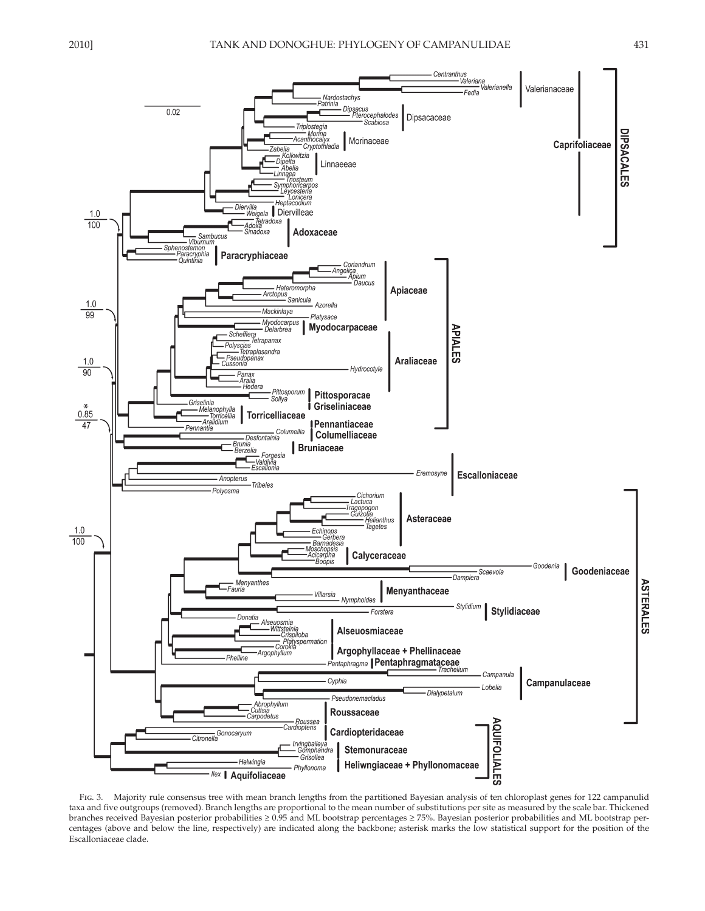Fig. 3. Majority rule consensus tree with mean branch lengths from the partitioned Bayesian analysis of ten chloroplast genes for 122 campanulid taxa and five outgroups (removed). Branch lengths are proportional to the mean number of substitutions per site as measured by the scale bar. Thickened branches received Bayesian posterior probabilities ≥ 0.95 and ML bootstrap percentages ≥ 75%. Bayesian posterior probabilities and ML bootstrap percentages (above and below the line, respectively) are indicated along the backbone; asterisk marks the low statistical support for the position of the Escalloniaceae clade.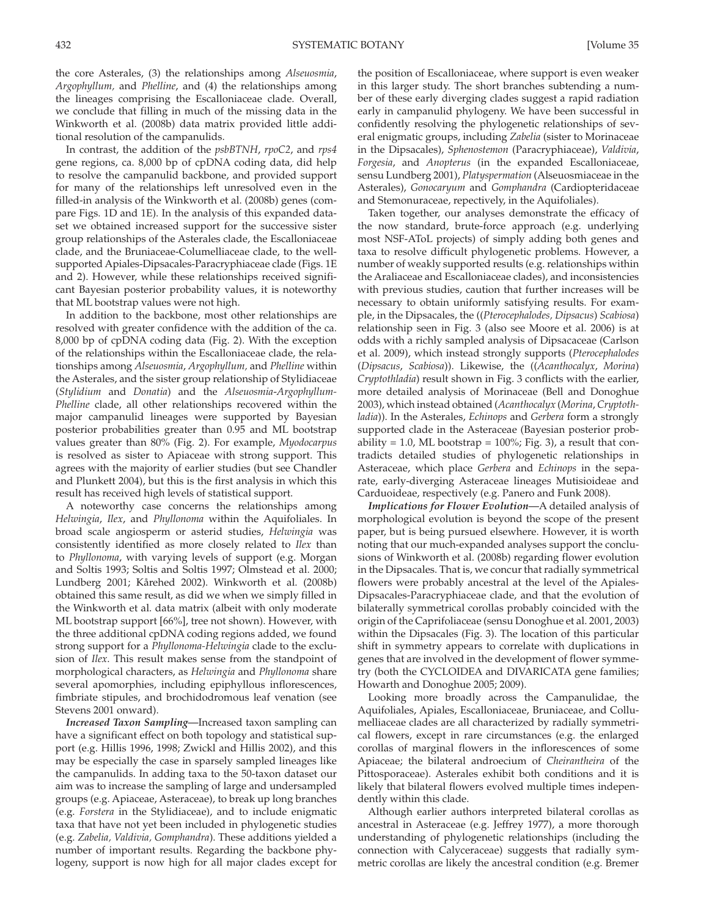the core Asterales, (3) the relationships among *Alseuosmia*, *Argophyllum,* and *Phelline*, and (4) the relationships among the lineages comprising the Escalloniaceae clade. Overall, we conclude that filling in much of the missing data in the Winkworth et al. (2008b) data matrix provided little additional resolution of the campanulids.

In contrast, the addition of the *psbBTNH*, *rpoC2*, and *rps4* gene regions, ca. 8,000 bp of cpDNA coding data, did help to resolve the campanulid backbone, and provided support for many of the relationships left unresolved even in the filled-in analysis of the Winkworth et al. (2008b) genes (compare Figs. 1D and 1E). In the analysis of this expanded dataset we obtained increased support for the successive sister group relationships of the Asterales clade, the Escalloniaceae clade, and the Bruniaceae-Columelliaceae clade, to the well-supported Apiales-Dipsacales-Paracryphiaceae clade (Figs. 1E and 2). However, while these relationships received significant Bayesian posterior probability values, it is noteworthy that ML bootstrap values were not high.

In addition to the backbone, most other relationships are resolved with greater confidence with the addition of the ca. 8,000 bp of cpDNA coding data (Fig. 2). With the exception of the relationships within the Escalloniaceae clade, the relationships among *Alseuosmia*, *Argophyllum,* and *Phelline* within the Asterales, and the sister group relationship of Stylidiaceae (*Stylidium* and *Donatia*) and the *Alseuosmia-Argophyllum-Phelline* clade, all other relationships recovered within the major campanulid lineages were supported by Bayesian posterior probabilities greater than 0.95 and ML bootstrap values greater than 80% (Fig. 2). For example, *Myodocarpus* is resolved as sister to Apiaceae with strong support. This agrees with the majority of earlier studies (but see Chandler and Plunkett 2004), but this is the first analysis in which this result has received high levels of statistical support.

A noteworthy case concerns the relationships among *Helwingia*, *Ilex*, and *Phyllonoma* within the Aquifoliales. In broad scale angiosperm or asterid studies, *Helwingia* was consistently identified as more closely related to *Ilex* than to *Phyllonoma*, with varying levels of support (e.g. Morgan and Soltis 1993; Soltis and Soltis 1997; Olmstead et al. 2000; Lundberg 2001; Kårehed 2002). Winkworth et al. (2008b) obtained this same result, as did we when we simply filled in the Winkworth et al. data matrix (albeit with only moderate ML bootstrap support [66%], tree not shown). However, with the three additional cpDNA coding regions added, we found strong support for a *Phyllonoma-Helwingia* clade to the exclusion of *Ilex*. This result makes sense from the standpoint of morphological characters, as *Helwingia* and *Phyllonoma* share several apomorphies, including epiphyllous inflorescences, fimbriate stipules, and brochidodromous leaf venation (see Stevens 2001 onward).

***Increased Taxon Sampling***—Increased taxon sampling can have a significant effect on both topology and statistical support (e.g. Hillis 1996, 1998; Zwickl and Hillis 2002), and this may be especially the case in sparsely sampled lineages like the campanulids. In adding taxa to the 50-taxon dataset our aim was to increase the sampling of large and undersampled groups (e.g. Apiaceae, Asteraceae), to break up long branches (e.g. *Forstera* in the Stylidiaceae), and to include enigmatic taxa that have not yet been included in phylogenetic studies (e.g. *Zabelia, Valdivia, Gomphandra*). These additions yielded a number of important results. Regarding the backbone phylogeny, support is now high for all major clades except for the position of Escalloniaceae, where support is even weaker in this larger study. The short branches subtending a number of these early diverging clades suggest a rapid radiation early in campanulid phylogeny. We have been successful in confidently resolving the phylogenetic relationships of several enigmatic groups, including *Zabelia* (sister to Morinaceae in the Dipsacales), *Sphenostemon* (Paracryphiaceae), *Valdivia*, *Forgesia*, and *Anopterus* (in the expanded Escalloniaceae, sensu Lundberg 2001), *Platyspermation* (Alseuosmiaceae in the Asterales), *Gonocaryum* and *Gomphandra* (Cardiopteridaceae and Stemonuraceae, repectively, in the Aquifoliales).

Taken together, our analyses demonstrate the efficacy of the now standard, brute-force approach (e.g. underlying most NSF-AToL projects) of simply adding both genes and taxa to resolve difficult phylogenetic problems. However, a number of weakly supported results (e.g. relationships within the Araliaceae and Escalloniaceae clades), and inconsistencies with previous studies, caution that further increases will be necessary to obtain uniformly satisfying results. For example, in the Dipsacales, the ((*Pterocephalodes, Dipsacus*) *Scabiosa*) relationship seen in Fig. 3 (also see Moore et al. 2006) is at odds with a richly sampled analysis of Dipsacaceae (Carlson et al. 2009), which instead strongly supports (*Pterocephalodes* (*Dipsacus*, *Scabiosa*)). Likewise, the ((*Acanthocalyx*, *Morina*) *Cryptothladia*) result shown in Fig. 3 conflicts with the earlier, more detailed analysis of Morinaceae (Bell and Donoghue 2003), which instead obtained (*Acanthocalyx* (*Morina*, *Cryptothladia*)). In the Asterales, *Echinops* and *Gerbera* form a strongly supported clade in the Asteraceae (Bayesian posterior probability = 1.0, ML bootstrap = 100%; Fig. 3), a result that contradicts detailed studies of phylogenetic relationships in Asteraceae, which place *Gerbera* and *Echinops* in the separate, early-diverging Asteraceae lineages Mutisioideae and Carduoideae, respectively (e.g. Panero and Funk 2008).

***Implications for Flower Evolution***—A detailed analysis of morphological evolution is beyond the scope of the present paper, but is being pursued elsewhere. However, it is worth noting that our much-expanded analyses support the conclusions of Winkworth et al. (2008b) regarding flower evolution in the Dipsacales. That is, we concur that radially symmetrical flowers were probably ancestral at the level of the Apiales-Dipsacales-Paracryphiaceae clade, and that the evolution of bilaterally symmetrical corollas probably coincided with the origin of the Caprifoliaceae (sensu Donoghue et al. 2001, 2003) within the Dipsacales (Fig. 3). The location of this particular shift in symmetry appears to correlate with duplications in genes that are involved in the development of flower symmetry (both the CYCLOIDEA and DIVARICATA gene families; Howarth and Donoghue 2005; 2009).

Looking more broadly across the Campanulidae, the Aquifoliales, Apiales, Escalloniaceae, Bruniaceae, and Collumelliaceae clades are all characterized by radially symmetrical flowers, except in rare circumstances (e.g. the enlarged corollas of marginal flowers in the inflorescences of some Apiaceae; the bilateral androecium of *Cheirantheira* of the Pittosporaceae). Asterales exhibit both conditions and it is likely that bilateral flowers evolved multiple times independently within this clade.

Although earlier authors interpreted bilateral corollas as ancestral in Asteraceae (e.g. Jeffrey 1977), a more thorough understanding of phylogenetic relationships (including the connection with Calyceraceae) suggests that radially symmetric corollas are likely the ancestral condition (e.g. Bremer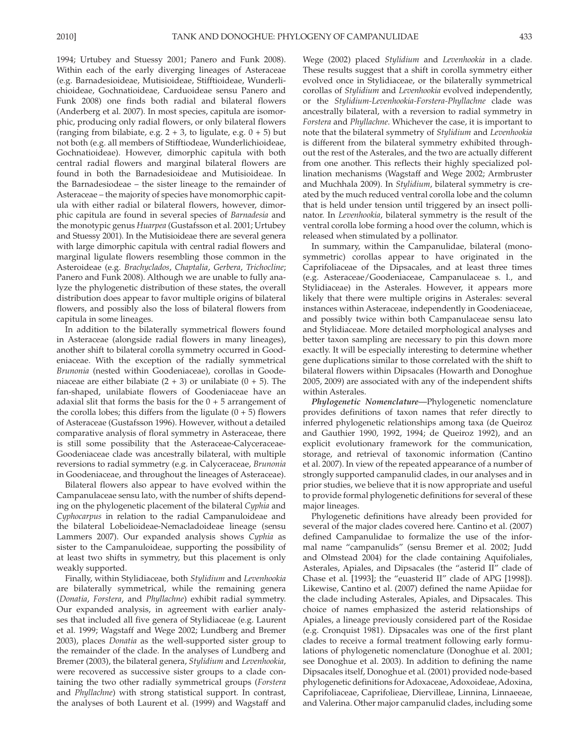1994; Urtubey and Stuessy 2001; Panero and Funk 2008). Within each of the early diverging lineages of Asteraceae (e.g. Barnadesioideae, Mutisioideae, Stifftioideae, Wunderlichioideae, Gochnatioideae, Carduoideae sensu Panero and Funk 2008) one finds both radial and bilateral flowers (Anderberg et al. 2007). In most species, capitula are isomorphic, producing only radial flowers, or only bilateral flowers (ranging from bilabiate, e.g. 2 + 3, to ligulate, e.g. 0 + 5) but not both (e.g. all members of Stifftioideae, Wunderlichioideae, Gochnatioideae). However, dimorphic capitula with both central radial flowers and marginal bilateral flowers are found in both the Barnadesioideae and Mutisioideae. In the Barnadesiodeae – the sister lineage to the remainder of Asteraceae – the majority of species have monomorphic capitula with either radial or bilateral flowers, however, dimorphic capitula are found in several species of *Barnadesia* and the monotypic genus *Huarpea* (Gustafsson et al. 2001; Urtubey and Stuessy 2001). In the Mutisioideae there are several genera with large dimorphic capitula with central radial flowers and marginal ligulate flowers resembling those common in the Asteroideae (e.g. *Brachyclados*, *Chaptalia*, *Gerbera*, *Trichocline*; Panero and Funk 2008). Although we are unable to fully analyze the phylogenetic distribution of these states, the overall distribution does appear to favor multiple origins of bilateral flowers, and possibly also the loss of bilateral flowers from capitula in some lineages.

In addition to the bilaterally symmetrical flowers found in Asteraceae (alongside radial flowers in many lineages), another shift to bilateral corolla symmetry occurred in Goodeniaceae. With the exception of the radially symmetrical *Brunonia* (nested within Goodeniaceae), corollas in Goodeniaceae are either bilabiate (2 + 3) or unilabiate (0 + 5). The fan-shaped, unilabiate flowers of Goodeniaceae have an adaxial slit that forms the basis for the 0 + 5 arrangement of the corolla lobes; this differs from the ligulate (0 + 5) flowers of Asteraceae (Gustafsson 1996). However, without a detailed comparative analysis of floral symmetry in Asteraceae, there is still some possibility that the Asteraceae-Calyceraceae-Goodeniaceae clade was ancestrally bilateral, with multiple reversions to radial symmetry (e.g. in Calyceraceae, *Brunonia* in Goodeniaceae, and throughout the lineages of Asteraceae).

Bilateral flowers also appear to have evolved within the Campanulaceae sensu lato, with the number of shifts depending on the phylogenetic placement of the bilateral *Cyphia* and *Cyphocarpus* in relation to the radial Campanuloideae and the bilateral Lobelioideae-Nemacladoideae lineage (sensu Lammers 2007). Our expanded analysis shows *Cyphia* as sister to the Campanuloideae, supporting the possibility of at least two shifts in symmetry, but this placement is only weakly supported.

Finally, within Stylidiaceae, both *Stylidium* and *Levenhookia* are bilaterally symmetrical, while the remaining genera (*Donatia*, *Forstera*, and *Phyllachne*) exhibit radial symmetry. Our expanded analysis, in agreement with earlier analyses that included all five genera of Stylidiaceae (e.g. Laurent et al. 1999; Wagstaff and Wege 2002; Lundberg and Bremer 2003), places *Donatia* as the well-supported sister group to the remainder of the clade. In the analyses of Lundberg and Bremer (2003), the bilateral genera, *Stylidium* and *Levenhookia*, were recovered as successive sister groups to a clade containing the two other radially symmetrical groups (*Forstera* and *Phyllachne*) with strong statistical support. In contrast, the analyses of both Laurent et al. (1999) and Wagstaff and Wege (2002) placed *Stylidium* and *Levenhookia* in a clade. These results suggest that a shift in corolla symmetry either evolved once in Stylidiaceae, or the bilaterally symmetrical corollas of *Stylidium* and *Levenhookia* evolved independently, or the *Stylidium*-*Levenhookia*-*Forstera*-*Phyllachne* clade was ancestrally bilateral, with a reversion to radial symmetry in *Forstera* and *Phyllachne*. Whichever the case, it is important to note that the bilateral symmetry of *Stylidium* and *Levenhookia* is different from the bilateral symmetry exhibited throughout the rest of the Asterales, and the two are actually different from one another. This reflects their highly specialized pollination mechanisms (Wagstaff and Wege 2002; Armbruster and Muchhala 2009). In *Stylidium*, bilateral symmetry is created by the much reduced ventral corolla lobe and the column that is held under tension until triggered by an insect pollinator. In *Levenhookia*, bilateral symmetry is the result of the ventral corolla lobe forming a hood over the column, which is released when stimulated by a pollinator.

In summary, within the Campanulidae, bilateral (monosymmetric) corollas appear to have originated in the Caprifoliaceae of the Dipsacales, and at least three times (e.g. Asteraceae/Goodeniaceae, Campanulaceae s. l., and Stylidiaceae) in the Asterales. However, it appears more likely that there were multiple origins in Asterales: several instances within Asteraceae, independently in Goodeniaceae, and possibly twice within both Campanulaceae sensu lato and Stylidiaceae. More detailed morphological analyses and better taxon sampling are necessary to pin this down more exactly. It will be especially interesting to determine whether gene duplications similar to those correlated with the shift to bilateral flowers within Dipsacales (Howarth and Donoghue 2005, 2009) are associated with any of the independent shifts within Asterales.

***Phylogenetic Nomenclature***—Phylogenetic nomenclature provides definitions of taxon names that refer directly to inferred phylogenetic relationships among taxa (de Queiroz and Gauthier 1990, 1992, 1994; de Queiroz 1992), and an explicit evolutionary framework for the communication, storage, and retrieval of taxonomic information (Cantino et al. 2007). In view of the repeated appearance of a number of strongly supported campanulid clades, in our analyses and in prior studies, we believe that it is now appropriate and useful to provide formal phylogenetic definitions for several of these major lineages.

Phylogenetic definitions have already been provided for several of the major clades covered here. Cantino et al. (2007) defined Campanulidae to formalize the use of the informal name "campanulids" (sensu Bremer et al. 2002; Judd and Olmstead 2004) for the clade containing Aquifoliales, Asterales, Apiales, and Dipsacales (the "asterid II" clade of Chase et al. [1993]; the "euasterid II" clade of APG [1998]). Likewise, Cantino et al. (2007) defined the name Apiidae for the clade including Asterales, Apiales, and Dipsacales. This choice of names emphasized the asterid relationships of Apiales, a lineage previously considered part of the Rosidae (e.g. Cronquist 1981). Dipsacales was one of the first plant clades to receive a formal treatment following early formulations of phylogenetic nomenclature (Donoghue et al. 2001; see Donoghue et al. 2003). In addition to defining the name Dipsacales itself, Donoghue et al. (2001) provided node-based phylogenetic definitions for Adoxaceae, Adoxoideae, Adoxina, Caprifoliaceae, Caprifolieae, Diervilleae, Linnina, Linnaeeae, and Valerina. Other major campanulid clades, including some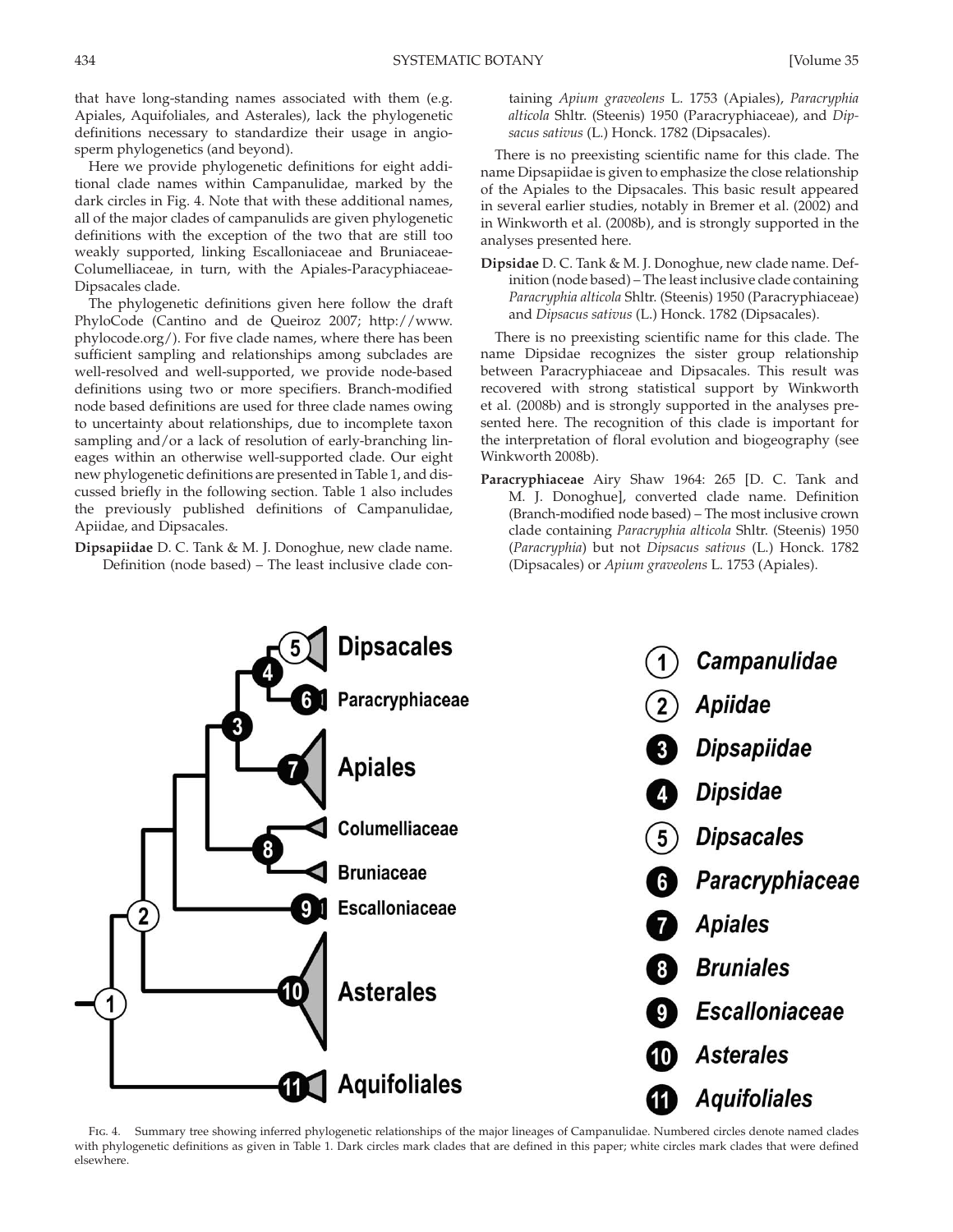that have long-standing names associated with them (e.g. Apiales, Aquifoliales, and Asterales), lack the phylogenetic definitions necessary to standardize their usage in angiosperm phylogenetics (and beyond).

Here we provide phylogenetic definitions for eight additional clade names within Campanulidae, marked by the dark circles in Fig. 4. Note that with these additional names, all of the major clades of campanulids are given phylogenetic definitions with the exception of the two that are still too weakly supported, linking Escalloniaceae and Bruniaceae-Columelliaceae, in turn, with the Apiales-Paracyphiaceae-Dipsacales clade.

The phylogenetic definitions given here follow the draft PhyloCode (Cantino and de Queiroz 2007; http://www.phylocode.org/). For five clade names, where there has been sufficient sampling and relationships among subclades are well-resolved and well-supported, we provide node-based definitions using two or more specifiers. Branch-modified node based definitions are used for three clade names owing to uncertainty about relationships, due to incomplete taxon sampling and/or a lack of resolution of early-branching lineages within an otherwise well-supported clade. Our eight new phylogenetic definitions are presented in Table 1, and discussed briefly in the following section. Table 1 also includes the previously published definitions of Campanulidae, Apiidae, and Dipsacales.

**Dipsapiidae** D. C. Tank & M. J. Donoghue, new clade name. Definition (node based) – The least inclusive clade containing *Apium graveolens* L. 1753 (Apiales), *Paracryphia alticola* Shltr. (Steenis) 1950 (Paracryphiaceae), and *Dipsacus sativus* (L.) Honck. 1782 (Dipsacales).

There is no preexisting scientific name for this clade. The name Dipsapiidae is given to emphasize the close relationship of the Apiales to the Dipsacales. This basic result appeared in several earlier studies, notably in Bremer et al. (2002) and in Winkworth et al. (2008b), and is strongly supported in the analyses presented here.

**Dipsidae** D. C. Tank & M. J. Donoghue, new clade name. Definition (node based) – The least inclusive clade containing *Paracryphia alticola* Shltr. (Steenis) 1950 (Paracryphiaceae) and *Dipsacus sativus* (L.) Honck. 1782 (Dipsacales).

There is no preexisting scientific name for this clade. The name Dipsidae recognizes the sister group relationship between Paracryphiaceae and Dipsacales. This result was recovered with strong statistical support by Winkworth et al. (2008b) and is strongly supported in the analyses presented here. The recognition of this clade is important for the interpretation of floral evolution and biogeography (see Winkworth 2008b).

**Paracryphiaceae** Airy Shaw 1964: 265 [D. C. Tank and M. J. Donoghue], converted clade name. Definition (Branch-modified node based) – The most inclusive crown clade containing *Paracryphia alticola* Shltr. (Steenis) 1950 (*Paracryphia*) but not *Dipsacus sativus* (L.) Honck. 1782 (Dipsacales) or *Apium graveolens* L. 1753 (Apiales).

Fig. 4. Summary tree showing inferred phylogenetic relationships of the major lineages of Campanulidae. Numbered circles denote named clades with phylogenetic definitions as given in Table 1. Dark circles mark clades that are defined in this paper; white circles mark clades that were defined elsewhere.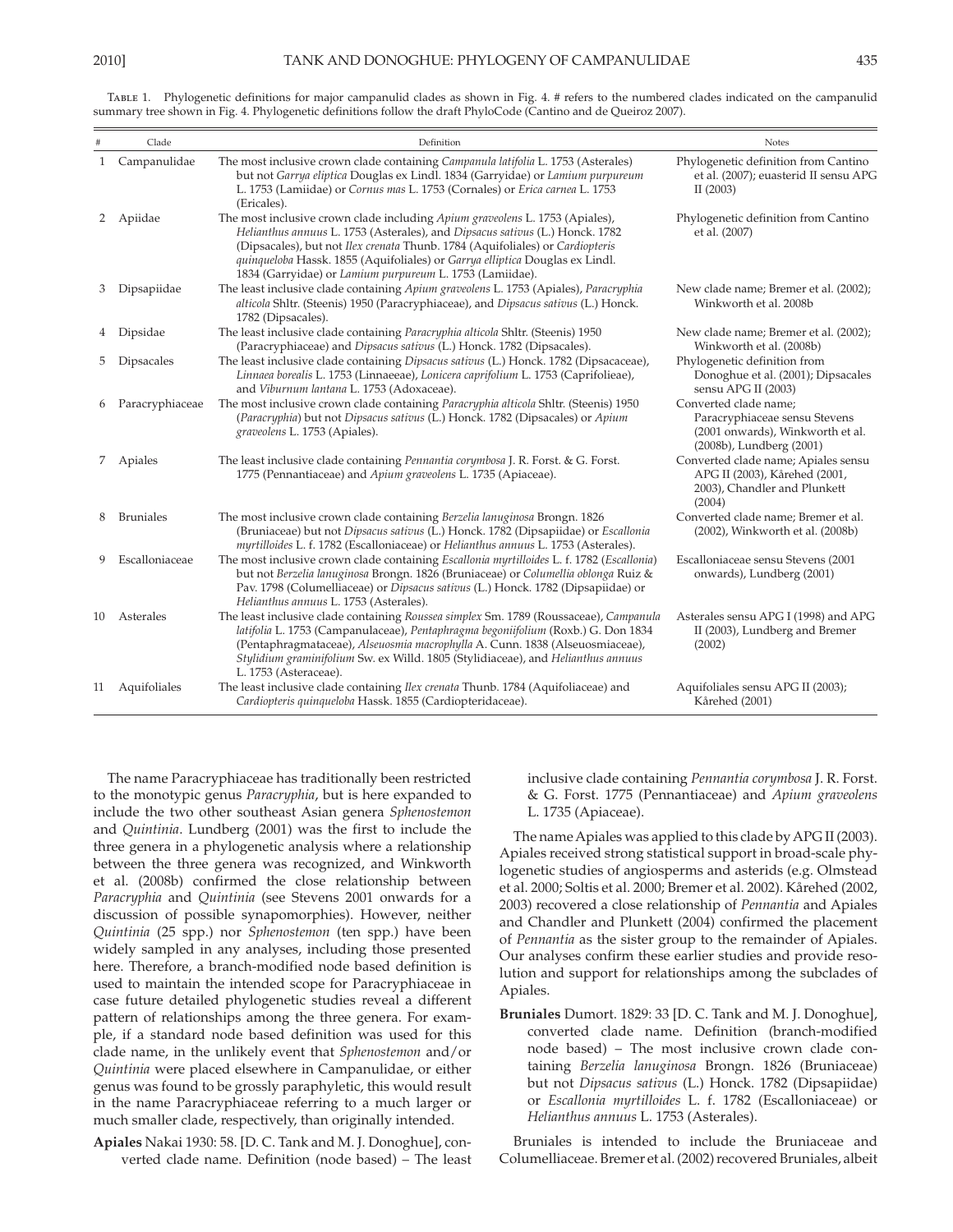Table 1. Phylogenetic definitions for major campanulid clades as shown in Fig. 4. # refers to the numbered clades indicated on the campanulid summary tree shown in Fig. 4. Phylogenetic definitions follow the draft PhyloCode (Cantino and de Queiroz 2007).

| # | Clade | Definition | Notes |
|---|---|---|---|
| 1 | Campanulidae | The most inclusive crown clade containing *Campanula latifolia* L. 1753 (Asterales) but not *Garrya eliptica* Douglas ex Lindl. 1834 (Garryidae) or *Lamium purpureum* L. 1753 (Lamiidae) or *Cornus mas* L. 1753 (Cornales) or *Erica carnea* L. 1753 (Ericales). | Phylogenetic definition from Cantino et al. (2007); euasterid II sensu APG II (2003) |
| 2 | Apiidae | The most inclusive crown clade including *Apium graveolens* L. 1753 (Apiales), *Helianthus annuus* L. 1753 (Asterales), and *Dipsacus sativus* (L.) Honck. 1782 (Dipsacales), but not *Ilex crenata* Thunb. 1784 (Aquifoliales) or *Cardiopteris quinqueloba* Hassk. 1855 (Aquifoliales) or *Garrya elliptica* Douglas ex Lindl. 1834 (Garryidae) or *Lamium purpureum* L. 1753 (Lamiidae). | Phylogenetic definition from Cantino et al. (2007) |
| 3 | Dipsapiidae | The least inclusive clade containing *Apium graveolens* L. 1753 (Apiales), *Paracryphia alticola* Shltr. (Steenis) 1950 (Paracryphiaceae), and *Dipsacus sativus* (L.) Honck. 1782 (Dipsacales). | New clade name; Bremer et al. (2002); Winkworth et al. 2008b |
| 4 | Dipsidae | The least inclusive clade containing *Paracryphia alticola* Shltr. (Steenis) 1950 (Paracryphiaceae) and *Dipsacus sativus* (L.) Honck. 1782 (Dipsacales). | New clade name; Bremer et al. (2002); Winkworth et al. (2008b) |
| 5 | Dipsacales | The least inclusive clade containing *Dipsacus sativus* (L.) Honck. 1782 (Dipsacaceae), *Linnaea borealis* L. 1753 (Linnaeeae), *Lonicera caprifolium* L. 1753 (Caprifolieae), and *Viburnum lantana* L. 1753 (Adoxaceae). | Phylogenetic definition from Donoghue et al. (2001); Dipsacales sensu APG II (2003) |
| 6 | Paracryphiaceae | The most inclusive crown clade containing *Paracryphia alticola* Shltr. (Steenis) 1950 (*Paracryphia*) but not *Dipsacus sativus* (L.) Honck. 1782 (Dipsacales) or *Apium graveolens* L. 1753 (Apiales). | Converted clade name; Paracryphiaceae sensu Stevens (2001 onwards), Winkworth et al. (2008b), Lundberg (2001) |
| 7 | Apiales | The least inclusive clade containing *Pennantia corymbosa* J. R. Forst. & G. Forst. 1775 (Pennantiaceae) and *Apium graveolens* L. 1735 (Apiaceae). | Converted clade name; Apiales sensu APG II (2003), Kårehed (2001, 2003), Chandler and Plunkett (2004) |
| 8 | Bruniales | The most inclusive crown clade containing *Berzelia lanuginosa* Brongn. 1826 (Bruniaceae) but not *Dipsacus sativus* (L.) Honck. 1782 (Dipsapiidae) or *Escallonia myrtilloides* L. f. 1782 (Escalloniaceae) or *Helianthus annuus* L. 1753 (Asterales). | Converted clade name; Bremer et al. (2002), Winkworth et al. (2008b) |
| 9 | Escalloniaceae | The most inclusive crown clade containing *Escallonia myrtilloides* L. f. 1782 (*Escallonia*) but not *Berzelia lanuginosa* Brongn. 1826 (Bruniaceae) or *Columellia oblonga* Ruiz & Pav. 1798 (Columelliaceae) or *Dipsacus sativus* (L.) Honck. 1782 (Dipsapiidae) or *Helianthus annuus* L. 1753 (Asterales). | Escalloniaceae sensu Stevens (2001 onwards), Lundberg (2001) |
| 10 | Asterales | The least inclusive clade containing *Roussea simplex* Sm. 1789 (Roussaceae), *Campanula latifolia* L. 1753 (Campanulaceae), *Pentaphragma begoniifolium* (Roxb.) G. Don 1834 (Pentaphragmataceae), *Alseuosmia macrophylla* A. Cunn. 1838 (Alseuosmiaceae), *Stylidium graminifolium* Sw. ex Willd. 1805 (Stylidiaceae), and *Helianthus annuus* L. 1753 (Asteraceae). | Asterales sensu APG I (1998) and APG II (2003), Lundberg and Bremer (2002) |
| 11 | Aquifoliales | The least inclusive clade containing *Ilex crenata* Thunb. 1784 (Aquifoliaceae) and *Cardiopteris quinqueloba* Hassk. 1855 (Cardiopteridaceae). | Aquifoliales sensu APG II (2003); Kårehed (2001) |

The name Paracryphiaceae has traditionally been restricted to the monotypic genus *Paracryphia*, but is here expanded to include the two other southeast Asian genera *Sphenostemon* and *Quintinia*. Lundberg (2001) was the first to include the three genera in a phylogenetic analysis where a relationship between the three genera was recognized, and Winkworth et al. (2008b) confirmed the close relationship between *Paracryphia* and *Quintinia* (see Stevens 2001 onwards for a discussion of possible synapomorphies). However, neither *Quintinia* (25 spp.) nor *Sphenostemon* (ten spp.) have been widely sampled in any analyses, including those presented here. Therefore, a branch-modified node based definition is used to maintain the intended scope for Paracryphiaceae in case future detailed phylogenetic studies reveal a different pattern of relationships among the three genera. For example, if a standard node based definition was used for this clade name, in the unlikely event that *Sphenostemon* and/or *Quintinia* were placed elsewhere in Campanulidae, or either genus was found to be grossly paraphyletic, this would result in the name Paracryphiaceae referring to a much larger or much smaller clade, respectively, than originally intended.

**Apiales** Nakai 1930: 58. [D. C. Tank and M. J. Donoghue], converted clade name. Definition (node based) – The least inclusive clade containing *Pennantia corymbosa* J. R. Forst. & G. Forst. 1775 (Pennantiaceae) and *Apium graveolens* L. 1735 (Apiaceae).

The name Apiales was applied to this clade by APG II (2003). Apiales received strong statistical support in broad-scale phylogenetic studies of angiosperms and asterids (e.g. Olmstead et al. 2000; Soltis et al. 2000; Bremer et al. 2002). Kårehed (2002, 2003) recovered a close relationship of *Pennantia* and Apiales and Chandler and Plunkett (2004) confirmed the placement of *Pennantia* as the sister group to the remainder of Apiales. Our analyses confirm these earlier studies and provide resolution and support for relationships among the subclades of Apiales.

**Bruniales** Dumort. 1829: 33 [D. C. Tank and M. J. Donoghue], converted clade name. Definition (branch-modified node based) – The most inclusive crown clade containing *Berzelia lanuginosa* Brongn. 1826 (Bruniaceae) but not *Dipsacus sativus* (L.) Honck. 1782 (Dipsapiidae) or *Escallonia myrtilloides* L. f. 1782 (Escalloniaceae) or *Helianthus annuus* L. 1753 (Asterales).

Bruniales is intended to include the Bruniaceae and Columelliaceae. Bremer et al. (2002) recovered Bruniales, albeit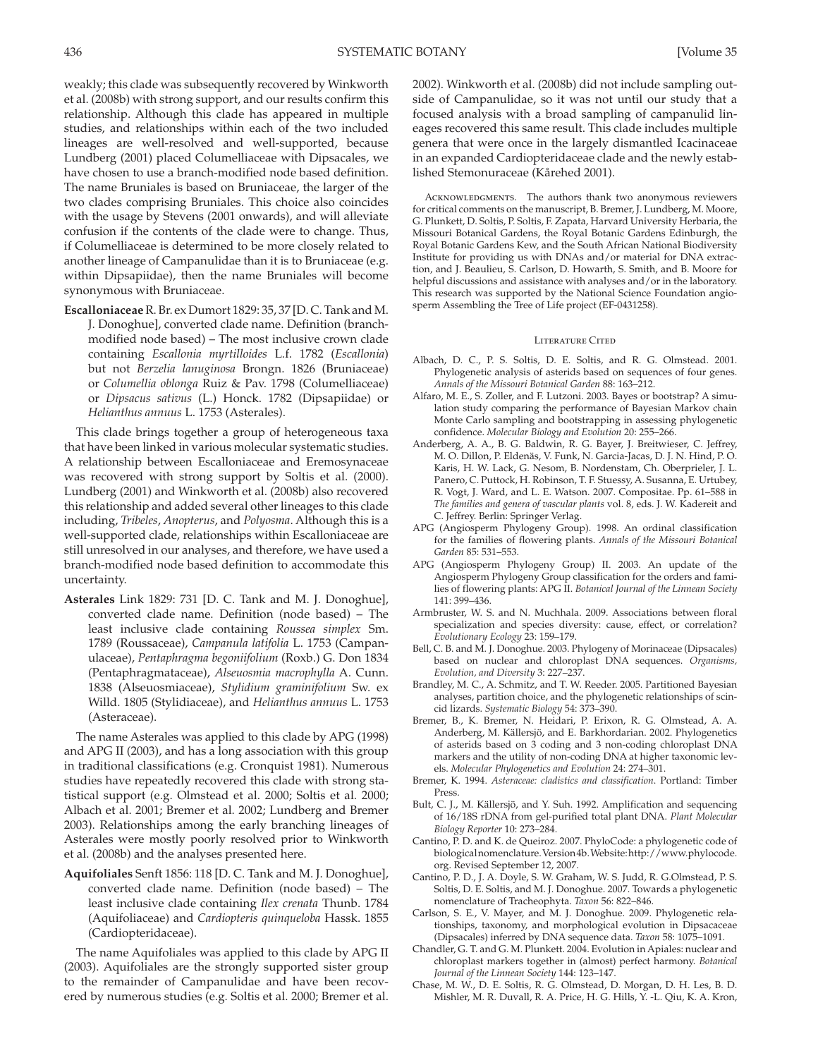weakly; this clade was subsequently recovered by Winkworth et al. (2008b) with strong support, and our results confirm this relationship. Although this clade has appeared in multiple studies, and relationships within each of the two included lineages are well-resolved and well-supported, because Lundberg (2001) placed Columelliaceae with Dipsacales, we have chosen to use a branch-modified node based definition. The name Bruniales is based on Bruniaceae, the larger of the two clades comprising Bruniales. This choice also coincides with the usage by Stevens (2001 onwards), and will alleviate confusion if the contents of the clade were to change. Thus, if Columelliaceae is determined to be more closely related to another lineage of Campanulidae than it is to Bruniaceae (e.g. within Dipsapiidae), then the name Bruniales will become synonymous with Bruniaceae.

**Escalloniaceae** R. Br. ex Dumort 1829: 35, 37 [D. C. Tank and M. J. Donoghue], converted clade name. Definition (branch-modified node based) – The most inclusive crown clade containing *Escallonia myrtilloides* L.f. 1782 (*Escallonia*) but not *Berzelia lanuginosa* Brongn. 1826 (Bruniaceae) or *Columellia oblonga* Ruiz & Pav. 1798 (Columelliaceae) or *Dipsacus sativus* (L.) Honck. 1782 (Dipsapiidae) or *Helianthus annuus* L. 1753 (Asterales).

This clade brings together a group of heterogeneous taxa that have been linked in various molecular systematic studies. A relationship between Escalloniaceae and Eremosynaceae was recovered with strong support by Soltis et al. (2000). Lundberg (2001) and Winkworth et al. (2008b) also recovered this relationship and added several other lineages to this clade including, *Tribeles*, *Anopterus*, and *Polyosma*. Although this is a well-supported clade, relationships within Escalloniaceae are still unresolved in our analyses, and therefore, we have used a branch-modified node based definition to accommodate this uncertainty.

**Asterales** Link 1829: 731 [D. C. Tank and M. J. Donoghue], converted clade name. Definition (node based) – The least inclusive clade containing *Roussea simplex* Sm. 1789 (Roussaceae), *Campanula latifolia* L. 1753 (Campanulaceae), *Pentaphragma begoniifolium* (Roxb.) G. Don 1834 (Pentaphragmataceae), *Alseuosmia macrophylla* A. Cunn. 1838 (Alseuosmiaceae), *Stylidium graminifolium* Sw. ex Willd. 1805 (Stylidiaceae), and *Helianthus annuus* L. 1753 (Asteraceae).

The name Asterales was applied to this clade by APG (1998) and APG II (2003), and has a long association with this group in traditional classifications (e.g. Cronquist 1981). Numerous studies have repeatedly recovered this clade with strong statistical support (e.g. Olmstead et al. 2000; Soltis et al. 2000; Albach et al. 2001; Bremer et al. 2002; Lundberg and Bremer 2003). Relationships among the early branching lineages of Asterales were mostly poorly resolved prior to Winkworth et al. (2008b) and the analyses presented here.

**Aquifoliales** Senft 1856: 118 [D. C. Tank and M. J. Donoghue], converted clade name. Definition (node based) – The least inclusive clade containing *Ilex crenata* Thunb. 1784 (Aquifoliaceae) and *Cardiopteris quinqueloba* Hassk. 1855 (Cardiopteridaceae).

The name Aquifoliales was applied to this clade by APG II (2003). Aquifoliales are the strongly supported sister group to the remainder of Campanulidae and have been recovered by numerous studies (e.g. Soltis et al. 2000; Bremer et al. 2002). Winkworth et al. (2008b) did not include sampling outside of Campanulidae, so it was not until our study that a focused analysis with a broad sampling of campanulid lineages recovered this same result. This clade includes multiple genera that were once in the largely dismantled Icacinaceae in an expanded Cardiopteridaceae clade and the newly established Stemonuraceae (Kårehed 2001).

Acknowledgments. The authors thank two anonymous reviewers for critical comments on the manuscript, B. Bremer, J. Lundberg, M. Moore, G. Plunkett, D. Soltis, P. Soltis, F. Zapata, Harvard University Herbaria, the Missouri Botanical Gardens, the Royal Botanic Gardens Edinburgh, the Royal Botanic Gardens Kew, and the South African National Biodiversity Institute for providing us with DNAs and/or material for DNA extraction, and J. Beaulieu, S. Carlson, D. Howarth, S. Smith, and B. Moore for helpful discussions and assistance with analyses and/or in the laboratory. This research was supported by the National Science Foundation angiosperm Assembling the Tree of Life project (EF-0431258).

## Literature Cited

Albach, D. C., P. S. Soltis, D. E. Soltis, and R. G. Olmstead. 2001. Phylogenetic analysis of asterids based on sequences of four genes. *Annals of the Missouri Botanical Garden* 88: 163–212.

Alfaro, M. E., S. Zoller, and F. Lutzoni. 2003. Bayes or bootstrap? A simulation study comparing the performance of Bayesian Markov chain Monte Carlo sampling and bootstrapping in assessing phylogenetic confidence. *Molecular Biology and Evolution* 20: 255–266.

Anderberg, A. A., B. G. Baldwin, R. G. Bayer, J. Breitwieser, C. Jeffrey, M. O. Dillon, P. Eldenäs, V. Funk, N. Garcia-Jacas, D. J. N. Hind, P. O. Karis, H. W. Lack, G. Nesom, B. Nordenstam, Ch. Oberprieler, J. L. Panero, C. Puttock, H. Robinson, T. F. Stuessy, A. Susanna, E. Urtubey, R. Vogt, J. Ward, and L. E. Watson. 2007. Compositae. Pp. 61–588 in *The families and genera of vascular plants* vol. 8, eds. J. W. Kadereit and C. Jeffrey. Berlin: Springer Verlag.

APG (Angiosperm Phylogeny Group). 1998. An ordinal classification for the families of flowering plants. *Annals of the Missouri Botanical Garden* 85: 531–553.

APG (Angiosperm Phylogeny Group) II. 2003. An update of the Angiosperm Phylogeny Group classification for the orders and families of flowering plants: APG II. *Botanical Journal of the Linnean Society* 141: 399–436.

Armbruster, W. S. and N. Muchhala. 2009. Associations between floral specialization and species diversity: cause, effect, or correlation? *Evolutionary Ecology* 23: 159–179.

Bell, C. B. and M. J. Donoghue. 2003. Phylogeny of Morinaceae (Dipsacales) based on nuclear and chloroplast DNA sequences. *Organisms, Evolution, and Diversity* 3: 227–237.

Brandley, M. C., A. Schmitz, and T. W. Reeder. 2005. Partitioned Bayesian analyses, partition choice, and the phylogenetic relationships of scincid lizards. *Systematic Biology* 54: 373–390.

Bremer, B., K. Bremer, N. Heidari, P. Erixon, R. G. Olmstead, A. A. Anderberg, M. Källersjö, and E. Barkhordarian. 2002. Phylogenetics of asterids based on 3 coding and 3 non-coding chloroplast DNA markers and the utility of non-coding DNA at higher taxonomic levels. *Molecular Phylogenetics and Evolution* 24: 274–301.

Bremer, K. 1994. *Asteraceae: cladistics and classification*. Portland: Timber Press.

Bult, C. J., M. Källersjö, and Y. Suh. 1992. Amplification and sequencing of 16/18S rDNA from gel-purified total plant DNA. *Plant Molecular Biology Reporter* 10: 273–284.

Cantino, P. D. and K. de Queiroz. 2007. PhyloCode: a phylogenetic code of biological nomenclature. Version 4b. Website: http://www.phylocode.org. Revised September 12, 2007.

Cantino, P. D., J. A. Doyle, S. W. Graham, W. S. Judd, R. G. Olmstead, P. S. Soltis, D. E. Soltis, and M. J. Donoghue. 2007. Towards a phylogenetic nomenclature of Tracheophyta. *Taxon* 56: 822–846.

Carlson, S. E., V. Mayer, and M. J. Donoghue. 2009. Phylogenetic relationships, taxonomy, and morphological evolution in Dipsacaceae (Dipsacales) inferred by DNA sequence data. *Taxon* 58: 1075–1091.

Chandler, G. T. and G. M. Plunkett. 2004. Evolution in Apiales: nuclear and chloroplast markers together in (almost) perfect harmony. *Botanical Journal of the Linnean Society* 144: 123–147.

Chase, M. W., D. E. Soltis, R. G. Olmstead, D. Morgan, D. H. Les, B. D. Mishler, M. R. Duvall, R. A. Price, H. G. Hills, Y. -L. Qiu, K. A. Kron,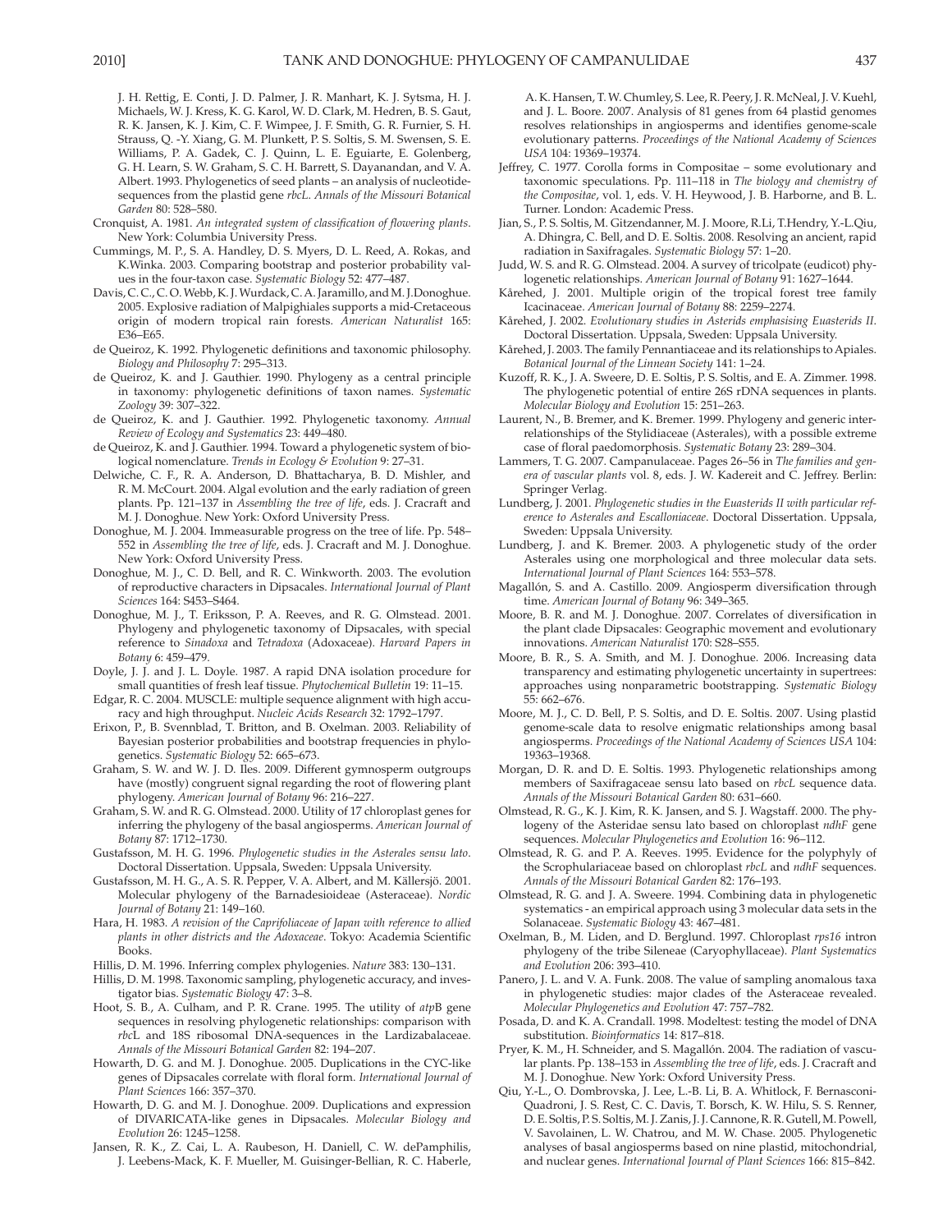J. H. Rettig, E. Conti, J. D. Palmer, J. R. Manhart, K. J. Sytsma, H. J. Michaels, W. J. Kress, K. G. Karol, W. D. Clark, M. Hedren, B. S. Gaut, R. K. Jansen, K. J. Kim, C. F. Wimpee, J. F. Smith, G. R. Furnier, S. H. Strauss, Q. -Y. Xiang, G. M. Plunkett, P. S. Soltis, S. M. Swensen, S. E. Williams, P. A. Gadek, C. J. Quinn, L. E. Eguiarte, E. Golenberg, G. H. Learn, S. W. Graham, S. C. H. Barrett, S. Dayanandan, and V. A. Albert. 1993. Phylogenetics of seed plants – an analysis of nucleotide-sequences from the plastid gene *rbcL*. *Annals of the Missouri Botanical Garden* 80: 528–580.

Cronquist, A. 1981. *An integrated system of classification of flowering plants*. New York: Columbia University Press.

Cummings, M. P., S. A. Handley, D. S. Myers, D. L. Reed, A. Rokas, and K.Winka. 2003. Comparing bootstrap and posterior probability values in the four-taxon case. *Systematic Biology* 52: 477–487.

Davis, C. C., C. O. Webb, K. J. Wurdack, C. A. Jaramillo, and M. J. Donoghue. 2005. Explosive radiation of Malpighiales supports a mid-Cretaceous origin of modern tropical rain forests. *American Naturalist* 165: E36–E65.

de Queiroz, K. 1992. Phylogenetic definitions and taxonomic philosophy. *Biology and Philosophy* 7: 295–313.

de Queiroz, K. and J. Gauthier. 1990. Phylogeny as a central principle in taxonomy: phylogenetic definitions of taxon names. *Systematic Zoology* 39: 307–322.

de Queiroz, K. and J. Gauthier. 1992. Phylogenetic taxonomy. *Annual Review of Ecology and Systematics* 23: 449–480.

de Queiroz, K. and J. Gauthier. 1994. Toward a phylogenetic system of biological nomenclature. *Trends in Ecology & Evolution* 9: 27–31.

Delwiche, C. F., R. A. Anderson, D. Bhattacharya, B. D. Mishler, and R. M. McCourt. 2004. Algal evolution and the early radiation of green plants. Pp. 121–137 in *Assembling the tree of life*, eds. J. Cracraft and M. J. Donoghue. New York: Oxford University Press.

Donoghue, M. J. 2004. Immeasurable progress on the tree of life. Pp. 548–552 in *Assembling the tree of life*, eds. J. Cracraft and M. J. Donoghue. New York: Oxford University Press.

Donoghue, M. J., C. D. Bell, and R. C. Winkworth. 2003. The evolution of reproductive characters in Dipsacales. *International Journal of Plant Sciences* 164: S453–S464.

Donoghue, M. J., T. Eriksson, P. A. Reeves, and R. G. Olmstead. 2001. Phylogeny and phylogenetic taxonomy of Dipsacales, with special reference to *Sinadoxa* and *Tetradoxa* (Adoxaceae). *Harvard Papers in Botany* 6: 459–479.

Doyle, J. J. and J. L. Doyle. 1987. A rapid DNA isolation procedure for small quantities of fresh leaf tissue. *Phytochemical Bulletin* 19: 11–15.

Edgar, R. C. 2004. MUSCLE: multiple sequence alignment with high accuracy and high throughput. *Nucleic Acids Research* 32: 1792–1797.

Erixon, P., B. Svennblad, T. Britton, and B. Oxelman. 2003. Reliability of Bayesian posterior probabilities and bootstrap frequencies in phylogenetics. *Systematic Biology* 52: 665–673.

Graham, S. W. and W. J. D. Iles. 2009. Different gymnosperm outgroups have (mostly) congruent signal regarding the root of flowering plant phylogeny. *American Journal of Botany* 96: 216–227.

Graham, S. W. and R. G. Olmstead. 2000. Utility of 17 chloroplast genes for inferring the phylogeny of the basal angiosperms. *American Journal of Botany* 87: 1712–1730.

Gustafsson, M. H. G. 1996. *Phylogenetic studies in the Asterales sensu lato*. Doctoral Dissertation. Uppsala, Sweden: Uppsala University.

Gustafsson, M. H. G., A. S. R. Pepper, V. A. Albert, and M. Källersjö. 2001. Molecular phylogeny of the Barnadesioideae (Asteraceae). *Nordic Journal of Botany* 21: 149–160.

Hara, H. 1983. *A revision of the Caprifoliaceae of Japan with reference to allied plants in other districts and the Adoxaceae*. Tokyo: Academia Scientific Books.

Hillis, D. M. 1996. Inferring complex phylogenies. *Nature* 383: 130–131.

Hillis, D. M. 1998. Taxonomic sampling, phylogenetic accuracy, and investigator bias. *Systematic Biology* 47: 3–8.

Hoot, S. B., A. Culham, and P. R. Crane. 1995. The utility of *atp*B gene sequences in resolving phylogenetic relationships: comparison with *rbc*L and 18S ribosomal DNA-sequences in the Lardizabalaceae. *Annals of the Missouri Botanical Garden* 82: 194–207.

Howarth, D. G. and M. J. Donoghue. 2005. Duplications in the CYC-like genes of Dipsacales correlate with floral form. *International Journal of Plant Sciences* 166: 357–370.

Howarth, D. G. and M. J. Donoghue. 2009. Duplications and expression of DIVARICATA-like genes in Dipsacales. *Molecular Biology and Evolution* 26: 1245–1258.

Jansen, R. K., Z. Cai, L. A. Raubeson, H. Daniell, C. W. dePamphilis, J. Leebens-Mack, K. F. Mueller, M. Guisinger-Bellian, R. C. Haberle, A. K. Hansen, T. W. Chumley, S. Lee, R. Peery, J. R. McNeal, J. V. Kuehl, and J. L. Boore. 2007. Analysis of 81 genes from 64 plastid genomes resolves relationships in angiosperms and identifies genome-scale evolutionary patterns. *Proceedings of the National Academy of Sciences USA* 104: 19369–19374.

Jeffrey, C. 1977. Corolla forms in Compositae – some evolutionary and taxonomic speculations. Pp. 111–118 in *The biology and chemistry of the Compositae*, vol. 1, eds. V. H. Heywood, J. B. Harborne, and B. L. Turner. London: Academic Press.

Jian, S., P. S. Soltis, M. Gitzendanner, M. J. Moore, R. Li, T. Hendry, Y.-L. Qiu, A. Dhingra, C. Bell, and D. E. Soltis. 2008. Resolving an ancient, rapid radiation in Saxifragales. *Systematic Biology* 57: 1–20.

Judd, W. S. and R. G. Olmstead. 2004. A survey of tricolpate (eudicot) phylogenetic relationships. *American Journal of Botany* 91: 1627–1644.

Kårehed, J. 2001. Multiple origin of the tropical forest tree family Icacinaceae. *American Journal of Botany* 88: 2259–2274.

Kårehed, J. 2002. *Evolutionary studies in Asterids emphasising Euasterids II*. Doctoral Dissertation. Uppsala, Sweden: Uppsala University.

Kårehed, J. 2003. The family Pennantiaceae and its relationships to Apiales. *Botanical Journal of the Linnean Society* 141: 1–24.

Kuzoff, R. K., J. A. Sweere, D. E. Soltis, P. S. Soltis, and E. A. Zimmer. 1998. The phylogenetic potential of entire 26S rDNA sequences in plants. *Molecular Biology and Evolution* 15: 251–263.

Laurent, N., B. Bremer, and K. Bremer. 1999. Phylogeny and generic interrelationships of the Stylidiaceae (Asterales), with a possible extreme case of floral paedomorphosis. *Systematic Botany* 23: 289–304.

Lammers, T. G. 2007. Campanulaceae. Pages 26–56 in *The families and genera of vascular plants* vol. 8, eds. J. W. Kadereit and C. Jeffrey. Berlin: Springer Verlag.

Lundberg, J. 2001. *Phylogenetic studies in the Euasterids II with particular reference to Asterales and Escalloniaceae*. Doctoral Dissertation. Uppsala, Sweden: Uppsala University.

Lundberg, J. and K. Bremer. 2003. A phylogenetic study of the order Asterales using one morphological and three molecular data sets. *International Journal of Plant Sciences* 164: 553–578.

Magallón, S. and A. Castillo. 2009. Angiosperm diversification through time. *American Journal of Botany* 96: 349–365.

Moore, B. R. and M. J. Donoghue. 2007. Correlates of diversification in the plant clade Dipsacales: Geographic movement and evolutionary innovations. *American Naturalist* 170: S28–S55.

Moore, B. R., S. A. Smith, and M. J. Donoghue. 2006. Increasing data transparency and estimating phylogenetic uncertainty in supertrees: approaches using nonparametric bootstrapping. *Systematic Biology* 55: 662–676.

Moore, M. J., C. D. Bell, P. S. Soltis, and D. E. Soltis. 2007. Using plastid genome-scale data to resolve enigmatic relationships among basal angiosperms. *Proceedings of the National Academy of Sciences USA* 104: 19363–19368.

Morgan, D. R. and D. E. Soltis. 1993. Phylogenetic relationships among members of Saxifragaceae sensu lato based on *rbcL* sequence data. *Annals of the Missouri Botanical Garden* 80: 631–660.

Olmstead, R. G., K. J. Kim, R. K. Jansen, and S. J. Wagstaff. 2000. The phylogeny of the Asteridae sensu lato based on chloroplast *ndhF* gene sequences. *Molecular Phylogenetics and Evolution* 16: 96–112.

Olmstead, R. G. and P. A. Reeves. 1995. Evidence for the polyphyly of the Scrophulariaceae based on chloroplast *rbcL* and *ndhF* sequences. *Annals of the Missouri Botanical Garden* 82: 176–193.

Olmstead, R. G. and J. A. Sweere. 1994. Combining data in phylogenetic systematics - an empirical approach using 3 molecular data sets in the Solanaceae. *Systematic Biology* 43: 467–481.

Oxelman, B., M. Liden, and D. Berglund. 1997. Chloroplast *rps16* intron phylogeny of the tribe Sileneae (Caryophyllaceae). *Plant Systematics and Evolution* 206: 393–410.

Panero, J. L. and V. A. Funk. 2008. The value of sampling anomalous taxa in phylogenetic studies: major clades of the Asteraceae revealed. *Molecular Phylogenetics and Evolution* 47: 757–782.

Posada, D. and K. A. Crandall. 1998. Modeltest: testing the model of DNA substitution. *Bioinformatics* 14: 817–818.

Pryer, K. M., H. Schneider, and S. Magallón. 2004. The radiation of vascular plants. Pp. 138–153 in *Assembling the tree of life*, eds. J. Cracraft and M. J. Donoghue. New York: Oxford University Press.

Qiu, Y.-L., O. Dombrovska, J. Lee, L.-B. Li, B. A. Whitlock, F. Bernasconi-Quadroni, J. S. Rest, C. C. Davis, T. Borsch, K. W. Hilu, S. S. Renner, D. E. Soltis, P. S. Soltis, M. J. Zanis, J. J. Cannone, R. R. Gutell, M. Powell, V. Savolainen, L. W. Chatrou, and M. W. Chase. 2005. Phylogenetic analyses of basal angiosperms based on nine plastid, mitochondrial, and nuclear genes. *International Journal of Plant Sciences* 166: 815–842.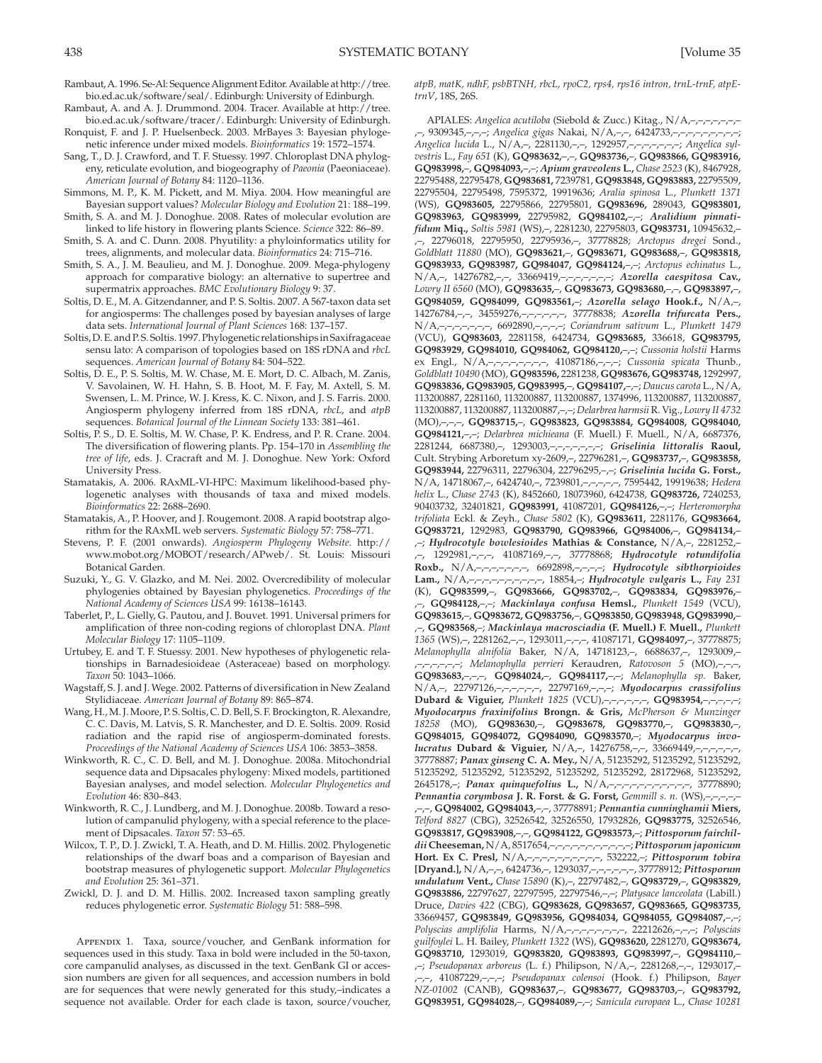Rambaut, A. 1996. Se-Al: Sequence Alignment Editor. Available at http://tree.bio.ed.ac.uk/software/seal/. Edinburgh: University of Edinburgh.

Rambaut, A. and A. J. Drummond. 2004. Tracer. Available at http://tree.bio.ed.ac.uk/software/tracer/. Edinburgh: University of Edinburgh.

Ronquist, F. and J. P. Huelsenbeck. 2003. MrBayes 3: Bayesian phylogenetic inference under mixed models. *Bioinformatics* 19: 1572–1574.

Sang, T., D. J. Crawford, and T. F. Stuessy. 1997. Chloroplast DNA phylogeny, reticulate evolution, and biogeography of *Paeonia* (Paeoniaceae). *American Journal of Botany* 84: 1120–1136.

Simmons, M. P., K. M. Pickett, and M. Miya. 2004. How meaningful are Bayesian support values? *Molecular Biology and Evolution* 21: 188–199.

Smith, S. A. and M. J. Donoghue. 2008. Rates of molecular evolution are linked to life history in flowering plants Science. *Science* 322: 86–89.

Smith, S. A. and C. Dunn. 2008. Phyutility: a phyloinformatics utility for trees, alignments, and molecular data. *Bioinformatics* 24: 715–716.

Smith, S. A., J. M. Beaulieu, and M. J. Donoghue. 2009. Mega-phylogeny approach for comparative biology: an alternative to supertree and supermatrix approaches. *BMC Evolutionary Biology* 9: 37.

Soltis, D. E., M. A. Gitzendanner, and P. S. Soltis. 2007. A 567-taxon data set for angiosperms: The challenges posed by bayesian analyses of large data sets. *International Journal of Plant Sciences* 168: 137–157.

Soltis, D. E. and P. S. Soltis. 1997. Phylogenetic relationships in Saxifragaceae sensu lato: A comparison of topologies based on 18S rDNA and *rbcL* sequences. *American Journal of Botany* 84: 504–522.

Soltis, D. E., P. S. Soltis, M. W. Chase, M. E. Mort, D. C. Albach, M. Zanis, V. Savolainen, W. H. Hahn, S. B. Hoot, M. F. Fay, M. Axtell, S. M. Swensen, L. M. Prince, W. J. Kress, K. C. Nixon, and J. S. Farris. 2000. Angiosperm phylogeny inferred from 18S rDNA, *rbcL*, and *atpB* sequences. *Botanical Journal of the Linnean Society* 133: 381–461.

Soltis, P. S., D. E. Soltis, M. W. Chase, P. K. Endress, and P. R. Crane. 2004. The diversification of flowering plants. Pp. 154–170 in *Assembling the tree of life*, eds. J. Cracraft and M. J. Donoghue. New York: Oxford University Press.

Stamatakis, A. 2006. RAxML-VI-HPC: Maximum likelihood-based phylogenetic analyses with thousands of taxa and mixed models. *Bioinformatics* 22: 2688–2690.

Stamatakis, A., P. Hoover, and J. Rougemont. 2008. A rapid bootstrap algorithm for the RAxML web servers. *Systematic Biology* 57: 758–771.

Stevens, P. F. (2001 onwards). *Angiosperm Phylogeny Website*. http://www.mobot.org/MOBOT/research/APweb/. St. Louis: Missouri Botanical Garden.

Suzuki, Y., G. V. Glazko, and M. Nei. 2002. Overcredibility of molecular phylogenies obtained by Bayesian phylogenetics. *Proceedings of the National Academy of Sciences USA* 99: 16138–16143.

Taberlet, P., L. Gielly, G. Pautou, and J. Bouvet. 1991. Universal primers for amplification of three non-coding regions of chloroplast DNA. *Plant Molecular Biology* 17: 1105–1109.

Urtubey, E. and T. F. Stuessy. 2001. New hypotheses of phylogenetic relationships in Barnadesioideae (Asteraceae) based on morphology. *Taxon* 50: 1043–1066.

Wagstaff, S. J. and J. Wege. 2002. Patterns of diversification in New Zealand Stylidiaceae. *American Journal of Botany* 89: 865–874.

Wang, H., M. J. Moore, P. S. Soltis, C. D. Bell, S. F. Brockington, R. Alexandre, C. C. Davis, M. Latvis, S. R. Manchester, and D. E. Soltis. 2009. Rosid radiation and the rapid rise of angiosperm-dominated forests. *Proceedings of the National Academy of Sciences USA* 106: 3853–3858.

Winkworth, R. C., C. D. Bell, and M. J. Donoghue. 2008a. Mitochondrial sequence data and Dipsacales phylogeny: Mixed models, partitioned Bayesian analyses, and model selection. *Molecular Phylogenetics and Evolution* 46: 830–843.

Winkworth, R. C., J. Lundberg, and M. J. Donoghue. 2008b. Toward a resolution of campanulid phylogeny, with a special reference to the placement of Dipsacales. *Taxon* 57: 53–65.

Wilcox, T. P., D. J. Zwickl, T. A. Heath, and D. M. Hillis. 2002. Phylogenetic relationships of the dwarf boas and a comparison of Bayesian and bootstrap measures of phylogenetic support. *Molecular Phylogenetics and Evolution* 25: 361–371.

Zwickl, D. J. and D. M. Hillis. 2002. Increased taxon sampling greatly reduces phylogenetic error. *Systematic Biology* 51: 588–598.

Appendix 1. Taxa, source/voucher, and GenBank information for sequences used in this study. Taxa in bold were included in the 50-taxon, core campanulid analyses, as discussed in the text. GenBank GI or accession numbers are given for all sequences, and accession numbers in bold are for sequences that were newly generated for this study,–indicates a sequence not available. Order for each clade is taxon, source/voucher, *atpB, matK, ndhF, psbBTNH, rbcL, rpoC2, rps4, rps16 intron, trnL-trnF, atpE-trnV*, 18S, 26S.

APIALES: *Angelica acutiloba* (Siebold & Zucc.) Kitag., N/A,–,–,–,–,–,–,–,–, 9309345,–,–,–; *Angelica gigas* Nakai, N/A,–,–, 6424733,–,–,–,–,–,–,–,–,–,–; *Angelica lucida* L., N/A,–, 2281130,–,–, 1292957,–,–,–,–,–,–,–,–; ***Angelica sylvestris* L.**, *Fay 651* (K), **GQ983632**,–,–, **GQ983736**,–, **GQ983866**, **GQ983916**, **GQ983998**,–, **GQ984093**,–,–; ***Apium graveolens* L.**, *Chase 2523* (K), 8467928, 22795488, 22795478, **GQ983681**, 7239781, **GQ983848**, **GQ983883**, 22795509, 22795504, 22795498, 7595372, 19919636; *Aralia spinosa* L., *Plunkett 1371* (WS), **GQ983605**, 22795866, 22795801, **GQ983696**, 289043, **GQ983801**, **GQ983963**, **GQ983999**, 22795982, **GQ984102**,–,–; ***Aralidium pinnatifidum* Miq.**, *Soltis 5981* (WS),–, 2281230, 22795803, **GQ983731**, 10945632,–,–, 22796018, 22795950, 22795936,–, 37778828; *Arctopus dregei* Sond., *Goldblatt 11880* (MO), **GQ983621**,–, **GQ983671**, **GQ983688**,–, **GQ983818**, **GQ983933**, **GQ983987**, **GQ984047**, **GQ984124**,–,–; *Arctopus echinatus* L., N/A,–, 14276782,–,–, 33669419,–,–,–,–,–,–,–,–; ***Azorella caespitosa* Cav.**, *Lowry II 6560* (MO), **GQ983635**,–, **GQ983673**, **GQ983680**,–,–, **GQ983897**,–, **GQ984059**, **GQ984099**, **GQ983561**,–; ***Azorella selago* Hook.f.**, N/A,–, 14276784,–,–, 34559276,–,–,–,–,–,–,–, 37778838; ***Azorella trifurcata* Pers.**, N/A,–,–,–,–,–,–,–,–, 6692890,–,–,–,–; *Coriandrum sativum* L., *Plunkett 1479* (VCU), **GQ983603**, 2281158, 6424734, **GQ983685**, 336618, **GQ983795**, **GQ983929**, **GQ984010**, **GQ984062**, **GQ984120**,–,–; *Cussonia holstii* Harms ex Engl., N/A,–,–,–,–,–,–,–,–,–, 41087186,–,–,–; *Cussonia spicata* Thunb., *Goldblatt 10490* (MO), **GQ983596**, 2281238, **GQ983676**, **GQ983748**, 1292997, **GQ983836**, **GQ983905**, **GQ983995**,–, **GQ984107**,–,–; *Daucus carota* L., N/A, 113200887, 2281160, 113200887, 113200887, 1374996, 113200887, 113200887, 113200887, 113200887, 113200887,–,–; *Delarbrea harmsii* R. Vig., *Lowry II 4732* (MO),–,–,–, **GQ983715**,–, **GQ983823**, **GQ983884**, **GQ984008**, **GQ984040**, **GQ984121**,–,–; *Delarbrea michieana* (F. Muell.) F. Muell., N/A, 6687376, 2281244, 6687380,–, 1293003,–,–,–,–,–,–,–,–; ***Griselinia littoralis* Raoul**, Cult. Strybing Arboretum *xy-2609*,–, 22796281,–, **GQ983737**,–, **GQ983858**, **GQ983944**, 22796311, 22796304, 22796295,–,–; ***Griselinia lucida* G. Forst.**, N/A, 14718067,–, 6424740,–, 7239801,–,–,–,–,–, 7595442, 19919638; *Hedera helix* L., *Chase 2743* (K), 8452660, 18073960, 6424738, **GQ983726**, 7240253, 90403732, 32401821, **GQ983991**, 41087201, **GQ984126**,–,–; *Herteromorpha trifoliata* Eckl. & Zeyh., *Chase 5802* (K), **GQ983611**, 2281176, **GQ983664**, **GQ983721**, 1292983, **GQ983790**, **GQ983966**, **GQ984006**,–, **GQ984134**,–,–; ***Hydrocotyle bowlesioides* Mathias & Constance**, N/A,–, 2281252,–,–, 1292981,–,–,–, 41087169,–,–, 37778868; ***Hydrocotyle rotundifolia* Roxb.**, N/A,–,–,–,–,–,–,–,–, 6692898,–,–,–,–; ***Hydrocotyle sibthorpioides* Lam.**, N/A,–,–,–,–,–,–,–,–,–,–,–, 18854,–; ***Hydrocotyle vulgaris* L.**, *Fay 231* (K), **GQ983599**,–, **GQ983666**, **GQ983702**,–, **GQ983834**, **GQ983976**,–,–, **GQ984128**,–,–; ***Mackinlaya confusa* Hemsl.**, *Plunkett 1549* (VCU), **GQ983615**,–, **GQ983672**, **GQ983756**,–, **GQ983850**, **GQ983948**, **GQ983990**,–,–, **GQ983568**,–; ***Mackinlaya macrosciadia* (F. Muell.) F. Muell.**, *Plunkett 1365* (WS),–, 2281262,–,–, 1293011,–,–,–, 41087171, **GQ984097**,–, 37778875; *Melanophylla alnifolia* Baker, N/A, 14718123,–, 6688637,–, 1293009,–,–,–,–,–,–,–,–; *Melanophylla perrieri* Keraudren, *Ratovoson 5* (MO),–,–,–, **GQ983683**,–,–,–, **GQ984024**,–, **GQ984117**,–,–; *Melanophylla sp.* Baker, N/A,–, 22797126,–,–,–,–,–,–, 22797169,–,–,–; ***Myodocarpus crassifolius* Dubard & Viguier**, *Plunkett 1825* (VCU),–,–,–,–,–,–, **GQ983954**,–,–,–,–,–; ***Myodocarpus fraxinifolius* Brongn. & Gris**, *McPherson & Munzinger 18258* (MO), **GQ983630**,–, **GQ983678**, **GQ983770**,–, **GQ983830**,–, **GQ984015**, **GQ984072**, **GQ984090**, **GQ983570**,–; ***Myodocarpus involucratus* Dubard & Viguier**, N/A,–, 14276758,–,–, 33669449,–,–,–,–,–,–, 37778887; ***Panax ginseng* C. A. Mey.**, N/A, 51235292, 51235292, 51235292, 51235292, 51235292, 51235292, 51235292, 51235292, 28172968, 51235292, 2645178,–; ***Panax quinquefolius* L.**, N/A,–,–,–,–,–,–,–,–,–,–,–,–, 37778890; ***Pennantia corymbosa* J. R. Forst. & G. Forst**, *Gemmill s. n.* (WS),–,–,–,–,–,–, **GQ984002**, **GQ984043**,–,–, 37778891; ***Pennantia cunninghamii* Miers**, *Telford 8827* (CBG), 32526542, 32526550, 17932826, **GQ983775**, 32526546, **GQ983817**, **GQ983908**,–,–, **GQ984122**, **GQ983573**,–; ***Pittosporum fairchildii* Cheeseman**, N/A, 8517654,–,–,–,–,–,–,–,–,–,–,–,–; ***Pittosporum japonicum* Hort. Ex C. Presl**, N/A,–,–,–,–,–,–,–,–,–,–, 532222,–; ***Pittosporum tobira* [Dryand.]**, N/A,–,–, 6424736,–, 1293037,–,–,–,–,–,–, 37778912; ***Pittosporum undulatum* Vent.**, *Chase 15890* (K),–, 22797482,–, **GQ983729**,–, **GQ983829**, **GQ983886**, 22797627, 22797595, 22797546,–,–; *Platysace lanceolata* (Labill.) Druce, *Davies 422* (CBG), **GQ983628**, **GQ983657**, **GQ983665**, **GQ983735**, 33669457, **GQ983849**, **GQ983956**, **GQ984034**, **GQ984055**, **GQ984087**,–,–; *Polyscias amplifolia* Harms, N/A,–,–,–,–,–,–,–,–, 22212626,–,–,–; *Polyscias guilfoylei* L. H. Bailey, *Plunkett 1322* (WS), **GQ983620**, 2281270, **GQ983674**, **GQ983710**, 1293019, **GQ983820**, **GQ983893**, **GQ983997**,–, **GQ984110**,–,–; *Pseudopanax arboreus* (L. f.) Philipson, N/A,–, 2281268,–,–, 1293017,–,–,–, 41087229,–,–,–; *Pseudopanax colensoi* (Hook. f.) Philipson, *Bayer NZ-01002* (CANB), **GQ983637**,–, **GQ983677**, **GQ983703**,–, **GQ983792**, **GQ983951**, **GQ984028**,–, **GQ984089**,–,–; *Sanicula europaea* L., *Chase 10281*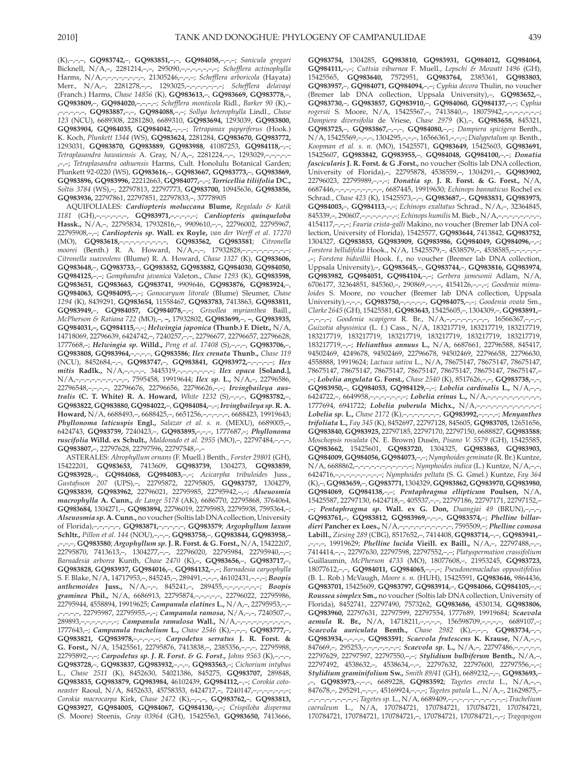(K),–,–,–, **GQ983742**,–, **GQ983851**,–,–, **GQ984058**,–,–,–; *Sanicula gregari* Bicknell, N/A,–, 2281214,–,–, 295090,–,–,–,–,–,–,–,–; *Schefflera actinophylla* Harms, N/A,–,–,–,–,–,–,–,–,–, 21305246,–,–,–; *Schefflera arboricola* (Hayata) Merr., N/A,–, 2281278,–,–, 1293025,–,–,–,–,–,–,–,–; *Schefflera delavayi* (Franch.) Harms, *Chase 14856* (K), **GQ983613**,–, **GQ983669**, **GQ983778**,–, **GQ983809**,–, **GQ984020**,–,–,–,–; *Schefflera monticola* Ridl., *Barker 90* (K),–,–,–,–,–,–,–, **GQ983887**,–,–, **GQ984088**,–,–; *Sollya heterophylla* Lindl., *Chase 123* (NCU), 6689308, 2281280, 6689310, **GQ983694**, 1293039, **GQ983800**, **GQ983904**, **GQ984035**, **GQ984042**,–,–,–; *Tetrapanax papyriferus* (Hook.) K. Koch, *Plunkett 1344* (WS), **GQ983624**, 2281284, **GQ983670**, **GQ983772**, 1293031, **GQ983870**, **GQ983889**, **GQ983988**, 41087253, **GQ984118**,–,–; *Tetraplasandra hawaiensis* A. Gray, N/A,–, 2281224,–,–, 1293029,–,–,–,–,–,–,–; *Tetraplasandra oahuensis* Harms, Cult. Honolulu Botanical Garden; Plunkett 92-0220 (WS), **GQ983616**,–, **GQ983667**, **GQ983773**,–, **GQ983869**, **GQ983896**, **GQ983996**, 22212663, **GQ984077**,–,–; ***Torricellia tiliifolia* DC.**, *Soltis 3784* (WS),–, 22797813, 22797773, **GQ983700**, 10945636, **GQ983856**, **GQ983936**, 22797861, 22797851, 22797833,–, 37778905

AQUIFOLIALES: ***Cardiopteris moluccana* Blume**, *Regalado & Katik 1181* (GH),–,–,–,–,–,–,–, **GQ983971**,–,–,–,–,–; ***Cardiopteris quinqueloba* Hassk.**, N/A,–, 22795834, 17932816,–,–, 9909610,–,–, 22796002, 22795967, 22795908,–,–; ***Cardiopteris sp.* Wall. ex Royle**, *van der Werff et al. 17270* (MO), **GQ983618**,–,–,–,–,–,–,–,–,–, **GQ983562**, **GQ983581**; *Citronella moorei* (Benth.) R. A. Howard, N/A,–,–, 17932828,–,–,–,–,–,–,–,–,–,–; *Citronella suaveolens* (Blume) R. A. Howard, *Chase 1327* (K), **GQ983606**, **GQ983648**,–, **GQ983733**,–, **GQ983852**, **GQ983882**, **GQ984030**, **GQ984050**, **GQ984125**,–,–; *Gomphandra javanica* Valeton., *Chase 1293* (K), **GQ983598**, **GQ983651**, **GQ983663**, **GQ983741**, 9909646, **GQ983876**, **GQ983924**,–, **GQ984063**, **GQ984095**,–,–; *Gonocaryum litorale* (Blume) Sleumer, *Chase 1294* (K), 8439291, **GQ983654**, 11558467, **GQ983783**, 7413863, **GQ983811**, **GQ983949**,–, **GQ984057**, **GQ984078**,–,–; *Grisollea myrianthea* Baill., *McPherson & Ratiana 722* (MO),–, **–**, 17932802, **GQ983699**,–, **–, GQ983935**, **GQ984031**,**–**, **GQ984115**,–,–; *Helwingia japonica* **(Thunb.) F. Dietr.**, N/A, 14718069, 22796639, 6424742,–, 7240257,–,–,–, 22796677, 22796657, 22796628, 1777668,–; *Helwingia sp.* **Willd.**, *Peng et al. 17408* (S),–,–,–, **GQ983706**,–, **GQ983808**, **GQ983964**,–,–,–,–, **GQ983586**; *Ilex crenata* **Thunb.**, *Chase 119* (NCU), 8452684,–,–, **GQ983747**,–, **GQ983841**, **GQ983972**,–,–,–,–,–; *Ilex mitis* **Radlk.**, N/A,–,–,–,–, 3445319,–,–,–,–,–,–,–,–; *Ilex opaca* **[Soland.]**, N/A,–,–,–,–,–,–,–,–,–,–,–, 7595458, 19919644; *Ilex sp.* **L.**, N/A,–, 22796586, 22796548,–,–,–,–, 22796676, 22796656, 22796626,–,–; ***Irvingbaileya australis* (C. T. White) R. A. Howard**, *White 1232* (S),–,–,–, **GQ983782**,–, **GQ983822**, **GQ983880**, **GQ984022**,–, **GQ984084**,–,–; ***Irvingbaileya sp.* R. A. Howard**, N/A, 6688493,–, 6688425,–, 6651256,–,–,–,–,–, 6688423, 19919643; ***Phyllonoma laticuspis* Engl.**, *Salazar et al. s. n.* (MEXU), 6689005,–, 6424743, **GQ983759**, 7240423,–, **GQ983895**,–,–,–, 1777687,–; ***Phyllonoma ruscifolia* Willd. ex Schult.**, *Maldonado et al. 2955* (MO),–, 22797484,–,–,–, **GQ983807**,–, 22797628, 22797596, 22797548,–,–

ASTERALES: *Abrophyllum ornans* (F. Muell.) Benth., *Forster 29801* (GH), 15422201, **GQ983653**, 7413609, **GQ983739**, 1304273, **GQ983859**, **GQ983928**,–, **GQ984068**, **GQ984083**,–,–; *Acicarpha tribuloides* Juss., *Gustafsson 207* (UPS),–, 22795872, 22795805, **GQ983757**, 1304279, **GQ983839**, **GQ983962**, 22796021, 22795985, 22795942,–,–; ***Alseuosmia macrophylla* A. Cunn.**, *de Lange 5178* (AK), 6686770, 22795868, 3764064, **GQ983684**, 1304271,–, **GQ983894**, 22796019, 22795983, 22795938, 7595364,–; ***Alseuosmia sp.* A. Cunn.**, no voucher (Soltis lab DNA collection, University of Florida),–,–,–,–,–, **GQ983871**,–,–,–,–,–, **GQ983579**; ***Argophyllum laxum* Schltr.**, *Pillon et al. 144* (NOU),–,–,–, **GQ983758**,–, **GQ983844**, **GQ983958**,–,–,–,–, **GQ983580**; ***Argophyllum sp.* J. R. Forst. & G. Forst.**, N/A, 15422207, 22795870, 7413613,–, 1304277,–,–, 22796020, 22795984, 22795940,–,–; *Barnadesia arborea* Kunth, *Chase 2470* (K),–, **GQ983656**,–, **GQ983717**,–, **GQ983828**, **GQ983937**, **GQ984016**,–, **GQ984132**,–,–; *Barnadesia caryophylla* S. F. Blake, N/A, 14717953,–, 845245,–, 289491,–,–,–, 46102431,–,–,–; ***Boopis anthemoides* Juss.**, N/A,–,–, 845241,–, 289455,–,–,–,–,–,–,–,–; ***Boopis graminea* Phil.**, N/A, 6686913, 22795874,–,–,–,–, 22796022, 22795986, 22795944, 4558894, 19919625; ***Campanula elatines* L.**, N/A,–, 22795953,–,–,–,–,–,–, 22795987, 22795955,–,–; ***Campanula ramosa***, N/A,–,–, 7240507,–, 289893,–,–,–,–,–,–,–,–; ***Campanula ramulosa* Wall.**, N/A,–,–,–,–,–,–,–,–,–,–, 1777643,–; ***Campanula trachelium* L.**, *Chase 2546* (K),–,–,–, **GQ983777**,–, **GQ983821**, **GQ983978**,–,–,–,–,–; ***Carpodetus serratus* J. R. Forst. & G. Forst.**, N/A, 15425561, 22795876, 7413838,–, 2385356,–,–,–, 22795988, 22795892,–,–; ***Carpodetus sp.* J. R. Forst. & G. Forst.**, *Johns 9563* (K),–,–,–, **GQ983728**,–, **GQ983837**, **GQ983932**,–,–,–, **GQ983563**,–; *Cichorium intybus* L., *Chase 2511* (K), 8452630, 54021386, 845275, **GQ983707**, 289848, **GQ983835**, **GQ983879**, **GQ983984**, 46102439, **GQ984112**,–,–; *Corokia cotoneaster* Raoul, N/A, 8452633, 45758353, 6424717,–, 7240147,–,–,–,–,–,–,–,–; *Corokia macrocarpa* Kirk, *Chase 2472* (K),–,–,–, **GQ983762**,–, **GQ983813**, **GQ983927**, **GQ984005**, **GQ984067**, **GQ984130**,–,–; *Crispiloba disperma* (S. Moore) Steenis, *Gray 03964* (GH), 15425563, **GQ983650**, 7413666, **GQ983754**, 1304285, **GQ983810**, **GQ983931**, **GQ984012**, **GQ984064**, **GQ984111**,–,–; *Cuttsia viburnea* F. Muell., *Lepschi & Mowatt 1496* (GH), 15425565, **GQ983640**, 7572951, **GQ983764**, 2385361, **GQ983803**, **GQ983957**,–, **GQ984071**, **GQ984094**,–,–; *Cyphia decora* Thulin, no voucher (Bremer lab DNA collection, Uppsala University),–, **GQ983652**,–, **GQ983730**,–, **GQ983857**, **GQ983910**,–, **GQ984060**, **GQ984137**,–,–; *Cyphia rogersii* S. Moore, N/A, 15425567,–, 7413840,–, 18075942,–,–,–,–,–,–,–,–; *Dampiera diversifolia* de Vriese, *Chase 2979* (K),–, **GQ983658**, 845321, **GQ983725**,–, **GQ983867**,–,–,–, **GQ984080**,–,–; *Dampiera spicigera* Benth., N/A, 15425569,–,–,–, 1304295,–,–,–, 16566361,–,–,–; *Dialypetalum sp.* Benth., *Koopman et al. s. n.* (MO), 15425571, 7413840,–, **GQ983649**, 15425603, **GQ983691**, 15425607, **GQ983842**, **GQ983955**,–, **GQ984048**, **GQ984100**,–,–; ***Donatia fascicularis* J. R. Forst. & G .Forst.**, no voucher (Soltis lab DNA collection, University of Florida),–, 22795878, 4538559,–, 1304291,–, **GQ983902**, 22796023, 22795989,–,–,–; ***Donatia sp.* J. R. Forst. & G. Forst.**, N/A, 6687446,–,–,–,–,–,–,–,–, 6687445, 19919630; *Echinops bannaticus* Rochel ex Schrad., *Chase 423* (K), 15425573,–,–, **GQ983687**,–, **GQ983831**, **GQ983975**, **GQ984003**,–, **GQ984113**,–,–; *Echinops exaltatus* Schrad., N/A,–, 32364845, 845339,–, 290607,–,–,–,–,–,–,–,–; *Echinops humilis* M. Bieb., N/A,–,–,–,–,–,–,–,–,–, 4154117,–,–,–; *Fauria crista-galli* Makino, no voucher (Bremer lab DNA collection, University of Florida), 15425577, **GQ983644**, 7413842, **GQ983752**, 1304327, **GQ983853**, **GQ983909**, **GQ983986**, **GQ984049**, **GQ984096**,–,–; *Forstera bellidifolia* Hook., N/A, 15425579,–, 4538579,–, 4538585,–,–,–,–,–,–,–; *Forstera bidwillii* Hook. f., no voucher (Bremer lab DNA collection, Uppsala University),–, **GQ983645**,–, **GQ983744**,–, **GQ983816**, **GQ983974**, **GQ983982**, **GQ984051**, **GQ984104**,–,–; *Gerbera jamesonii* Adlam, N/A, 6706177, 32364851, 845360,–, 290869,–,–,–, 4154126,–,–,–; *Goodenia mimuloides* S. Moore, no voucher (Bremer lab DNA collection, Uppsala University),–,–,–, **GQ983750**,–,–,–,–,–, **GQ984075**,–,–; *Goodenia ovata* Sm., *Clarke 2645* (GH), 15425581, **GQ983643**, 15425605,–, 1304309,–, **GQ983891**,–,–,–,–,–; *Goodenia scapigera* R. Br., N/A,–,–,–,–,–,–,–,–,–,–, 16566367,–,–,–; *Guizotia abyssinica* (L. f.) Cass., N/A, 183217719, 183217719, 183217719, 183217719, 183217719, 183217719, 183217719, 183217719, 183217719, 183217719,–,–; ***Helianthus annuus* L.**, N/A, 6687661, 22796588, 845417, 94502469, 4249678, 94502469, 22796678, 94502469, 22796658, 22796630, 4558888, 19919624; *Lactuca sativa* L., N/A, 78675147, 78675147, 78675147, 78675147, 78675147, 78675147, 78675147, 78675147, 78675147, 78675147,–,–; ***Lobelia angulata* G. Forst.**, *Chase 2540* (K), 8517626,–,–, **GQ983738**,–,–, **GQ983950**,–, **GQ984053**, **GQ984129**,–,–; ***Lobelia cardinalis* L.**, N/A,–,–, 6424722,–, 6649958,–,–,–,–,–,–,–,–; ***Lobelia erinus* L.**, N/A,–,–,–,–,–,–,–,–,–,–,–, 1777694, 6941722; ***Lobelia puberula* Michx.**, N/A,–,–,–,–,–,–,–,–,–,–,–,–,–; ***Lobelia sp.* L.**, *Chase 2172* (K),–,–,–,–,–,–,–, **GQ983992**,–,–,–,–; ***Menyanthes trifoliata* L.**, *Fay 345* (K), 8452697, 22797128, 845605, **GQ983705**, 12651656, **GQ983840**, **GQ983925**, 22797185, 22797170, 22797150, 6688827, **GQ983588**; *Moschopsis rosulata* (N. E. Brown) Dusén, *Pisano V. 5579* (GH), 15425585, **GQ983662**, 15425601, **GQ983720**, 1304325, **GQ983863**, **GQ983903**, **GQ984009**, **GQ984056**, **GQ984073**,–,–; *Nymphoides geminata* (R. Br.) Kuntze, N/A, 6688862,–,–,–,–,–,–,–,–,–,–,–,–; *Nymphoides indica* (L.) Kuntze, N/A,–,–, 6424716,–,–,–,–,–,–,–,–,–,–; *Nymphoides peltata* (S. G. Gmel.) Kuntze, *Fay 364* (K),–, **GQ983659**,–, **GQ983771**, 1304329, **GQ983862**, **GQ983970**, **GQ983980**, **GQ984069**, **GQ984138**,–,–; ***Pentaphragma ellipticum* Poulsen**, N/A, 15425587, 22797130, 6424718,–, 405537,–,–,–, 22797186, 22797171, 22797152,–,–; ***Pentaphragma sp.* Wall. ex G. Don**, *Duangjai 49* (BRUN),–,–,–, **GQ983761**,–, **GQ983812**, **GQ983969**,–,–,–, **GQ983574**,–; ***Phelline billardieri* Pancher ex Loes.**, N/A,–,–,–,–,–,–,–,–,–,–,–, 7595509,–; ***Phelline comosa* Labill.**, *Ziesing 289* (CBG), 8517652,–, 7414408, **GQ983714**,–,–, **GQ983941**,–,–,–,–, 19919629; ***Phelline lucida* Vieill. ex Baill.**, N/A,–, 22797488,–,–, 7414414,–,–, 22797630, 22797598, 22797552,–,–; *Platyspermation crassifolium* Guillaumin, *McPherson 4733* (MO), 18077608,–, 21953245, **GQ983723**, 18077612,–,–, **GQ984011**, **GQ984065**,–,–,–; *Pseudonemacladus oppositifolius* (B. L. Rob.) McVaugh, *Moore s. n.* (HUH), 15425591, **GQ983646**, 9864436, **GQ983701**, 15425609, **GQ983797**, **GQ983914**,–, **GQ984066**, **GQ984105**,–,–; ***Roussea simplex* Sm.**, no voucher (Soltis lab DNA collection, University of Florida), 8452741, 22797490, 7573262, **GQ983686**, 4530134, **GQ983806**, **GQ983960**, 22797631, 22797599, 22797554, 1777689, 19919684; ***Scaevola aemula* R. Br.**, N/A, 14718211,–,–,–,–, 156598709,–,–,–,–, 6689107,–; ***Scaevola auriculata* Benth.**, *Chase 2982* (K),–,–,–, **GQ983734**,–,–, **GQ983934**,–,–,–, **GQ983591**; ***Scaevola frutescens* K. Krause**, N/A,–,–, 847669,–, 295253,–,–,–,–,–,–,–,–; ***Scaevola sp.* L.**, N/A,–, 22797486,–,–,–,–,–,–, 22797629, 22797597, 22797550,–,–; ***Stylidium bulbiferum* Benth.**, N/A,–, 22797492, 4538632,–, 4538634,–,–, 22797632, 22797600, 22797556,–,–; ***Stylidium graminifolium* Sw.**, *Smith 89/41* (GH), 6689232,–,–, **GQ983693**,–,–, **GQ983973**,–,–,–, 6689228, **GQ983592**; *Tagetes erecta* L., N/A,–,–, 847678,–, 295291,–,–,–, 45169924,–,–,–; *Tagetes patula* L., N/A,–, 21629875,–,–,–,–,–,–,–,–,–,–; *Tagetes sp.* L., N/A, 6689409,–,–,–,–,–,–,–,–,–,–,–; *Trachelium caeruleum* L., N/A, 170784721, 170784721, 170784721, 170784721, 170784721, 170784721, 170784721, 170784721,–, 170784721, 170784721,–,–; *Tragopogon*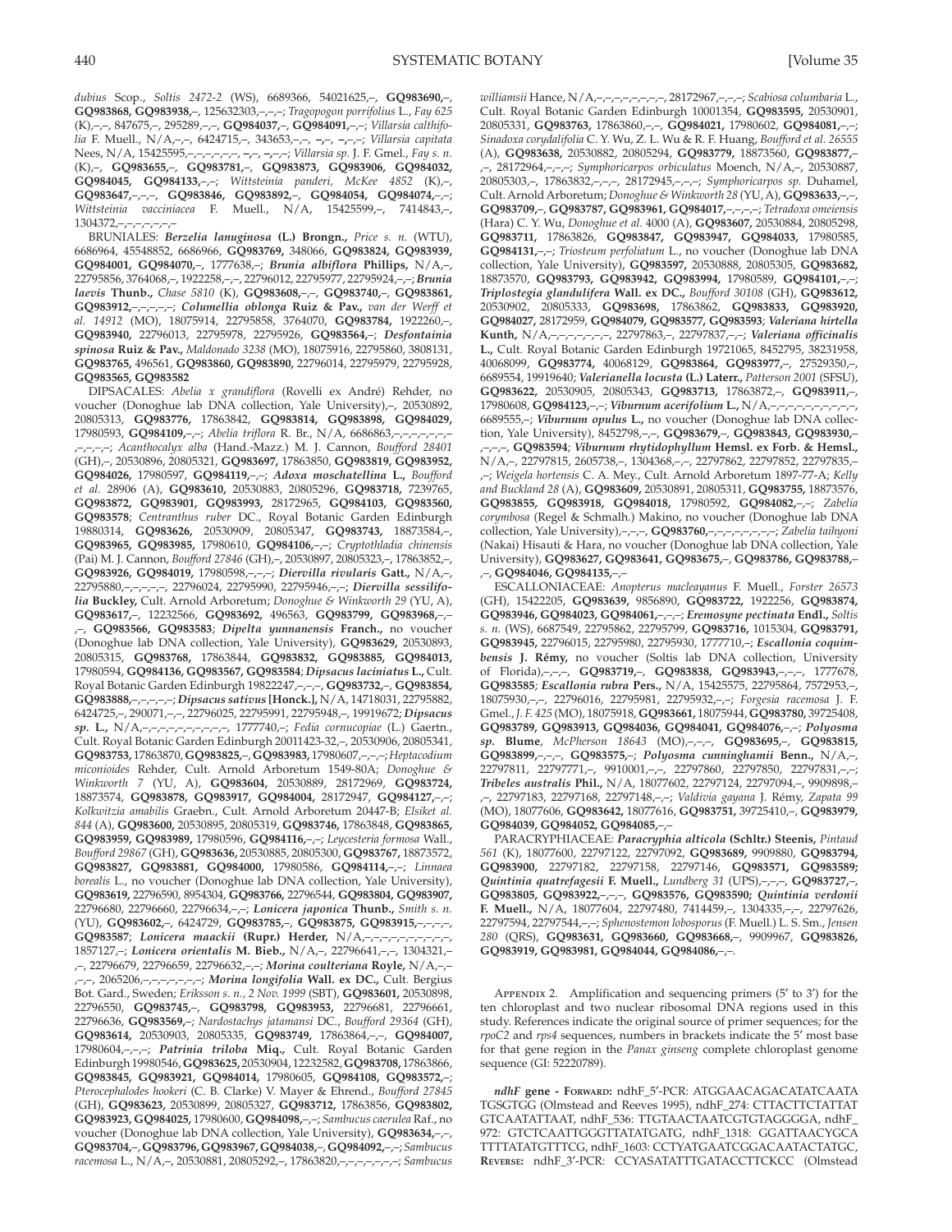*dubius* Scop., *Soltis 2472-2* (WS), 6689366, 54021625,–, **GQ983690**,–, **GQ983868, GQ983938**,–, 125632303,–,–,–; *Tragopogon porrifolius* L., *Fay 625* (K),–,–, 847675,–, 295289,–,–, **GQ984037**,–, **GQ984091**,–,–; *Villarsia calthifolia* F. Muell., N/A,–,–, 6424715,–, 343653,–,–, –,–, –,–,–; *Villarsia capitata* Nees, N/A, 15425595,–,–,–,–,–,–, –,–, –,–,–; *Villarsia sp.* J. F. Gmel., *Fay s. n.* (K),–, **GQ983655**,–, **GQ983781**,–, **GQ983873, GQ983906, GQ984032, GQ984045, GQ984133**,–,–; *Wittsteinia panderi*, *McKee 4852* (K),–, **GQ983647**,–,–,–, **GQ983846, GQ983892**,–, **GQ984054, GQ984074**,–,–; *Wittsteinia vacciniacea* F. Muell., N/A, 15425599,–, 7414843,–, 1304372,–,–,–,–,–,–

BRUNIALES: ***Berzelia lanuginosa* (L.) Brongn.**, *Price s. n.* (WTU), 6686964, 45548852, 6686966, **GQ983769**, 348066, **GQ983824, GQ983939, GQ984001, GQ984070**,–, 1777638,–; ***Brunia albiflora* Phillips**, N/A,–, 22795856, 3764068,–, 1922258,–,–, 22796012, 22795977, 22795924,–,–; ***Brunia laevis* Thunb.**, *Chase 5810* (K), **GQ983608**,–,–, **GQ983740**,–, **GQ983861, GQ983912**,–,–,–,–,–; ***Columellia oblonga* Ruiz & Pav.**, *van der Werff et al. 14912* (MO), 18075914, 22795858, 3764070, **GQ983784**, 1922260,–, **GQ983940**, 22796013, 22795978, 22795926, **GQ983564**,–; ***Desfontainia spinosa* Ruiz & Pav.**, *Maldonado 3238* (MO), 18075916, 22795860, 3808131, **GQ983765**, 496561, **GQ983860, GQ983890**, 22796014, 22795979, 22795928, **GQ983565, GQ983582**

DIPSACALES: *Abelia x grandiflora* (Rovelli ex André) Rehder, no voucher (Donoghue lab DNA collection, Yale University),–, 20530892, 20805313, **GQ983776**, 17863842, **GQ983814, GQ983898, GQ984029**, 17980593, **GQ984109**,–,–; *Abelia triflora* R. Br., N/A, 6686863,–,–,–,–,–,–,–,–,–,–; *Acanthocalyx alba* (Hand.-Mazz.) M. J. Cannon, *Boufford 28401* (GH),–, 20530896, 20805321, **GQ983697**, 17863850, **GQ983819, GQ983952, GQ984026**, 17980597, **GQ984119**,–,–; ***Adoxa moschatellina* L.**, *Boufford et al.* 28906 (A), **GQ983610**, 20530883, 20805296, **GQ983718**, 7239765, **GQ983872, GQ983901, GQ983993**, 28172965, **GQ984103, GQ983560, GQ983578**; *Centranthus ruber* DC., Royal Botanic Garden Edinburgh 19880314, **GQ983626**, 20530909, 20805347, **GQ983743**, 18873584,–, **GQ983965, GQ983985**, 17980610, **GQ984106**,–,–; *Cryptothladia chinensis* (Pai) M. J. Cannon, *Boufford 27846* (GH),–, 20530897, 20805323,–, 17863852,–, **GQ983926, GQ984019**, 17980598,–,–,–; ***Diervilla rivularis* Gatt.**, N/A,–, 22795880,–,–,–,–,–, 22796024, 22795990, 22795946,–,–; ***Diervilla sessilifolia* Buckley**, Cult. Arnold Arboretum; *Donoghue & Winkworth 29* (YU, A), **GQ983617**,–, 12232566, **GQ983692**, 496563, **GQ983799, GQ983968**,–,–,–, **GQ983566, GQ983583**; ***Dipelta yunnanensis* Franch.**, no voucher (Donoghue lab DNA collection, Yale University), **GQ983629**, 20530893, 20805315, **GQ983768**, 17863844, **GQ983832, GQ983885, GQ984013**, 17980594, **GQ984136, GQ983567, GQ983584**; ***Dipsacus laciniatus* L.**, Cult. Royal Botanic Garden Edinburgh 19822247,–,–,–, **GQ983732**,–, **GQ983854, GQ983888**,–,–,–,–,–; ***Dipsacus sativus* [Honck.]**, N/A, 14718031, 22795882, 6424725,–, 290071,–,–, 22796025, 22795991, 22795948,–, 19919672; ***Dipsacus sp.* L.**, N/A,–,–,–,–,–,–,–,–,–,–, 1777740,–; *Fedia cornucopiae* (L.) Gaertn., Cult. Royal Botanic Garden Edinburgh 20011423-32,–, 20530906, 20805341, **GQ983753**, 17863870, **GQ983825**,–, **GQ983983**, 17980607,–,–,–; *Heptacodium miconioides* Rehder, Cult. Arnold Arboretum 1549-80A; *Donoghue & Winkworth 7* (YU, A), **GQ983604**, 20530889, 28172969, **GQ983724**, 18873574, **GQ983878, GQ983917, GQ984004**, 28172947, **GQ984127**,–,–; *Kolkwitzia amabilis* Graebn., Cult. Arnold Arboretum 20447-B; *Elsik et al. 844* (A), **GQ983600**, 20530895, 20805319, **GQ983746**, 17863848, **GQ983865, GQ983959, GQ983989**, 17980596, **GQ984116**,–,–; *Leycesteria formosa* Wall., *Boufford 29867* (GH), **GQ983636**, 20530885, 20805300, **GQ983767**, 18873572, **GQ983827, GQ983881, GQ984000**, 17980586, **GQ984114**,–,–; *Linnaea borealis* L., no voucher (Donoghue lab DNA collection, Yale University), **GQ983619**, 22796590, 8954304, **GQ983766**, 22796544, **GQ983804, GQ983907**, 22796680, 22796660, 22796634,–,–; *Lonicera japonica* **Thunb.**, *Smith s. n.* (YU), **GQ983602**,–, 6424729, **GQ983785**,–, **GQ983875, GQ983915**,–,–,–,–, **GQ983587**; ***Lonicera maackii* (Rupr.) Herder**, N/A,–,–,–,–,–,–,–,–,–,–, 1857127,–; ***Lonicera orientalis* M. Bieb.**, N/A,–, 22796641,–,–, 1304321,–,–, 22796679, 22796659, 22796632,–,–; ***Morina coulteriana* Royle**, N/A,–,–,–,–, 2065206,–,–,–,–,–,–,–; ***Morina longifolia* Wall. ex DC.**, Cult. Bergius Bot. Gard., Sweden; *Eriksson s. n., 2 Nov. 1999* (SBT), **GQ983601**, 20530898, 22796550, **GQ983745**,–, **GQ983798, GQ983953**, 22796681, 22796661, 22796636, **GQ983569**,–; *Nardostachys jatamansi* DC., *Boufford 29364* (GH), **GQ983614**, 20530903, 20805335, **GQ983749**, 17863864,–,–, **GQ984007**, 17980604,–,–,–; *Patrinia triloba* **Miq.**, Cult. Royal Botanic Garden Edinburgh 19980546, **GQ983625**, 20530904, 12232582, **GQ983708**, 17863866, **GQ983845, GQ983921, GQ984014**, 17980605, **GQ984108, GQ983572**,–; *Pterocephalodes hookeri* (C. B. Clarke) V. Mayer & Ehrend., *Boufford 27845* (GH), **GQ983623**, 20530899, 20805327, **GQ983712**, 17863856, **GQ983802, GQ983923, GQ984025**, 17980600, **GQ984098**,–,–; *Sambucus caerulea* Raf., no voucher (Donoghue lab DNA collection, Yale University), **GQ983634**,–,–, **GQ983704**,–, **GQ983796, GQ983967, GQ984038**,–, **GQ984092**,–,–; *Sambucus racemosa* L., N/A,–, 20530881, 20805292,–, 17863820,–,–,–,–,–,–,–; *Sambucus williamsii* Hance, N/A,–,–,–,–,–,–,–,–,–, 28172967,–,–,–; *Scabiosa columbaria* L., Cult. Royal Botanic Garden Edinburgh 10001354, **GQ983595**, 20530901, 20805331, **GQ983763**, 17863860,–,–, **GQ984021**, 17980602, **GQ984081**,–,–; *Sinadoxa corydalifolia* C. Y. Wu, Z. L. Wu & R. F. Huang, *Boufford et al. 26555* (A), **GQ983638**, 20530882, 20805294, **GQ983779**, 18873560, **GQ983877**,–,–, 28172964,–,–,–; *Symphoricarpos orbiculatus* Moench, N/A,–, 20530887, 20805303,–, 17863832,–,–,–, 28172945,–,–,–; *Symphoricarpos sp.* Duhamel, Cult. Arnold Arboretum; *Donoghue & Winkworth 28* (YU, A), **GQ983633**,–,–, **GQ983709**,–, **GQ983787, GQ983961, GQ984017**,–,–,–,–; *Tetradoxa omeiensis* (Hara) C. Y. Wu, *Donoghue et al.* 4000 (A), **GQ983607**, 20530884, 20805298, **GQ983711**, 17863826, **GQ983847, GQ983947, GQ984033**, 17980585, **GQ984131**,–,–; *Triosteum perfoliatum* L., no voucher (Donoghue lab DNA collection, Yale University), **GQ983597**, 20530888, 20805305, **GQ983682**, 18873570, **GQ983793, GQ983942, GQ983994**, 17980589, **GQ984101**,–,–; ***Triplostegia glandulifera* Wall. ex DC.**, *Boufford 30108* (GH), **GQ983612**, 20530902, 20805333, **GQ983698**, 17863862, **GQ983833, GQ983920, GQ984027**, 28172959, **GQ984079, GQ983577, GQ983593**; ***Valeriana hirtella* Kunth**, N/A,–,–,–,–,–,–,–, 22797863,–, 22797837,–,–; ***Valeriana officinalis* L.**, Cult. Royal Botanic Garden Edinburgh 19721065, 8452795, 38231958, 40068099, **GQ983774**, 40068129, **GQ983864, GQ983977**,–, 27529350,–, 6689554, 19919640; ***Valerianella locusta* (L.) Laterr.**, *Patterson 2001* (SFSU), **GQ983622**, 20530905, 20805343, **GQ983713**, 17863872,–, **GQ983911**,–, 17980608, **GQ984123**,–,–; ***Viburnum acerifolium* L.**, N/A,–,–,–,–,–,–,–,–,–,–, 6689555,–; ***Viburnum opulus* L.**, no voucher (Donoghue lab DNA collection, Yale University), 8452798,–,–, **GQ983679**,–, **GQ983843, GQ983930**,–,–,–,–, **GQ983594**; ***Viburnum rhytidophyllum* Hemsl. ex Forb. & Hemsl.**, N/A,–, 22797815, 2605738,–, 1304368,–,–, 22797862, 22797852, 22797835,–,–; *Weigela hortensis* C. A. Mey., Cult. Arnold Arboretum 1897-77-A; *Kelly and Buckland 28* (A), **GQ983609**, 20530891, 20805311, **GQ983755**, 18873576, **GQ983855, GQ983918, GQ984018**, 17980592, **GQ984082**,–,–; *Zabelia corymbosa* (Regel & Schmalh.) Makino, no voucher (Donoghue lab DNA collection, Yale University),–,–,–, **GQ983760**,–,–,–,–,–,–,–,–; *Zabelia taihyoni* (Nakai) Hisauti & Hara, no voucher (Donoghue lab DNA collection, Yale University), **GQ983627, GQ983641, GQ983675**,–, **GQ983786, GQ983788**,–,–, **GQ984046, GQ984135**,–,–

ESCALLONIACEAE: *Anopterus macleayanus* F. Muell., *Forster 26573* (GH), 15422205, **GQ983639**, 9856890, **GQ983722**, 1922256, **GQ983874, GQ983946, GQ984023, GQ984061**,–,–,–; ***Eremosyne pectinata* Endl.**, *Soltis s. n.* (WS), 6687549, 22795862, 22795799, **GQ983716**, 1015304, **GQ983791, GQ983945**, 22796015, 22795980, 22795930, 1777710,–; ***Escallonia coquimbensis* J. Rémy**, no voucher (Soltis lab DNA collection, University of Florida),–,–,–, **GQ983719**,–, **GQ983838, GQ983943**,–,–,–, 1777678, **GQ983585**; ***Escallonia rubra* Pers.**, N/A, 15425575, 22795864, 7572953,–, 18075930,–,–, 22796016, 22795981, 22795932,–,–; *Forgesia racemosa* J. F. Gmel., *J. F. 425* (MO), 18075918, **GQ983661**, 18075944, **GQ983780**, 39725408, **GQ983789, GQ983913, GQ984036, GQ984041, GQ984076**,–,–; ***Polyosma sp.* Blume**, *McPherson 18643* (MO),–,–,–, **GQ983695**,–, **GQ983815, GQ983899**,–,–,–, **GQ983575**,–; ***Polyosma cunninghamii* Benn.**, N/A,–, 22797811, 22797771,–, 9910001,–,–, 22797860, 22797850, 22797831,–,–; ***Tribeles australis* Phil.**, N/A, 18077602, 22797124, 22797094,–, 9909898,–,–, 22797183, 22797168, 22797148,–,–; *Valdivia gayana* J. Rémy, *Zapata 99* (MO), 18077606, **GQ983642**, 18077616, **GQ983751**, 39725410,–, **GQ983979, GQ984039, GQ984052, GQ984085**,–,–

PARACRYPHIACEAE: ***Paracryphia alticola* (Schltr.) Steenis**, *Pintaud 561* (K), 18077600, 22797122, 22797092, **GQ983689**, 9909880, **GQ983794, GQ983900**, 22797182, 22797158, 22797146, **GQ983571, GQ983589**; ***Quintinia quatrefagesii* F. Muell.**, *Lundberg 31* (UPS),–,–,–, **GQ983727**,–, **GQ983805, GQ983922**,–,–,–, **GQ983576, GQ983590**; ***Quintinia verdonii* F. Muell.**, N/A, 18077604, 22797480, 7414459,–, 1304335,–,–, 22797626, 22797594, 22797544,–,–; *Sphenostemon lobosporus* (F. Muell.) L. S. Sm., *Jensen 280* (QRS), **GQ983631, GQ983660, GQ983668**,–, 9909967, **GQ983826, GQ983919, GQ983981, GQ984044, GQ984086**,–,–.

Appendix 2. Amplification and sequencing primers (5′ to 3′) for the ten chloroplast and two nuclear ribosomal DNA regions used in this study. References indicate the original source of primer sequences; for the *rpoC2* and *rps4* sequences, numbers in brackets indicate the 5′ most base for that gene region in the *Panax ginseng* complete chloroplast genome sequence (GI: 52220789).

***ndhF* gene - Forward:** ndhF_5′-PCR: ATGGAACAGACATATCAATA TGSGTGG (Olmstead and Reeves 1995), ndhF_274: CTTACTTCTATTAT GTCAATATTAAT, ndhF_536: TTGTAACTAATCGTGTAGGGGA, ndhF_ 972: GTCTCAATTGGGTTATATGATG, ndhF_1318: GGATTAACYGCA TTTTATATGTTTCG, ndhF_1603: CCTYATGAATCGGACAATACTATGC, **Reverse:** ndhF_3′-PCR: CCYASATATTTGATACCTTCKCC (Olmstead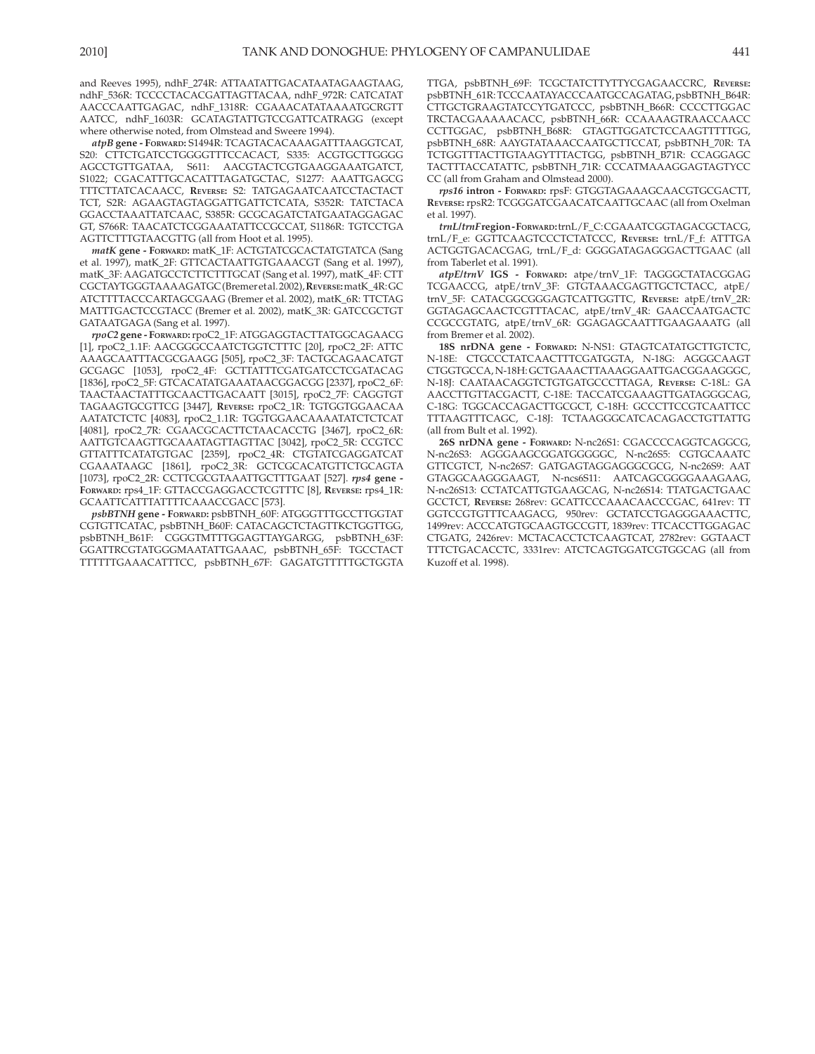and Reeves 1995), ndhF_274R: ATTAATATTGACATAATAGAAGTAAG, ndhF_536R: TCCCCTACACGATTAGTTACAA, ndhF_972R: CATCATAT AACCCAATTGAGAC, ndhF_1318R: CGAAACATATAAAATGCRGTT AATCC, ndhF_1603R: GCATAGTATTGTCCGATTCATRAGG (except where otherwise noted, from Olmstead and Sweere 1994).

***atpB* gene - Forward:** S1494R: TCAGTACACAAAGATTTAAGGTCAT, S20: CTTCTGATCCTGGGGTTTCCACACT, S335: ACGTGCTTGGGG AGCCTGTTGATAA, S611: AACGTACTCGTGAAGGAAATGATCT, S1022; CGACATTTGCACATTTAGATGCTAC, S1277: AAATTGAGCG TTTCTTATCACAACC, **Reverse:** S2: TATGAGAATCAATCCTACTACT TCT, S2R: AGAAGTAGTAGGATTGATTCTCATA, S352R: TATCTACA GGACCTAAATTATCAAC, S385R: GCGCAGATCTATGAATAGGAGAC GT, S766R: TAACATCTCGGAAATATTCCGCCAT, S1186R: TGTCCTGA AGTTCTTTGTAACGTTG (all from Hoot et al. 1995).

***matK* gene - Forward:** matK_1F: ACTGTATCGCACTATGTATCA (Sang et al. 1997), matK_2F: GTTCACTAATTGTGAAACGT (Sang et al. 1997), matK_3F: AAGATGCCTCTTCTTTGCAT (Sang et al. 1997), matK_4F: CTT CGCTAYTGGGTAAAAGATGC (Bremer et al. 2002), **Reverse:** matK_4R: GC ATCTTTTACCCARTAGCGAAG (Bremer et al. 2002), matK_6R: TTCTAG MATTTGACTCCGTACC (Bremer et al. 2002), matK_3R: GATCCGCTGT GATAATGAGA (Sang et al. 1997).

***rpoC2* gene - Forward:** rpoC2_1F: ATGGAGGTACTTATGGCAGAACG [1], rpoC2_1.1F: AACGGGCCAATCTGGTCTTTC [20], rpoC2_2F: ATTC AAAGCAATTTACGCGAAGG [505], rpoC2_3F: TACTGCAGAACATGT GCGAGC [1053], rpoC2_4F: GCTTATTTCGATGATCCTCGATACAG [1836], rpoC2_5F: GTCACATATGAAATAACGGACGG [2337], rpoC2_6F: TAACTAACTATTTGCAACTTGACAATT [3015], rpoC2_7F: CAGGTGT TAGAAGTGCGTTCG [3447], **Reverse:** rpoC2_1R: TGTGGTGGAACAA AATATCTCTC [4083], rpoC2_1.1R: TGGTGGAACAAAATATCTCTCAT [4081], rpoC2_7R: CGAACGCACTTCTAACACCTG [3467], rpoC2_6R: AATTGTCAAGTTGCAAATAGTTAGTTAC [3042], rpoC2_5R: CCGTCC GTTATTTCATATGTGAC [2359], rpoC2_4R: CTGTATCGAGGATCAT CGAAATAAGC [1861], rpoC2_3R: GCTCGCACATGTTCTGCAGTA [1073], rpoC2_2R: CCTTCGCGTAAATTGCTTTGAAT [527]. ***rps4* gene - Forward:** rps4_1F: GTTACCGAGGACCTCGTTTC [8], **Reverse:** rps4_1R: GCAATTCATTTATTTTCAAACCGACC [573].

***psbBTNH* gene - Forward:** psbBTNH_60F: ATGGGTTTGCCTTGGTAT CGTGTTCATAC, psbBTNH_B60F: CATACAGCTCTAGTTKCTGGTTGG, psbBTNH_B61F: CGGGTMTTTGGAGTTAYGARGG, psbBTNH_63F: GGATTRCGTATGGGMAATATTGAAAC, psbBTNH_65F: TGCCTACT TTTTTTGAAACATTTCC, psbBTNH_67F: GAGATGTTTTTGCTGGTA TTGA, psbBTNH_69F: TCGCTATCTTYTTYCGAGAACCRC, **Reverse:** psbBTNH_61R: TCCCAATAYACCCAATGCCAGATAG, psbBTNH_B64R: CTTGCTGRAAGTATCCYTGATCCC, psbBTNH_B66R: CCCCTTGGAC TRCTACGAAAAACACC, psbBTNH_66R: CCAAAAGTRAACCAACC CCTTGGAC, psbBTNH_B68R: GTAGTTGGATCTCCAAGTTTTTGG, psbBTNH_68R: AAYGTATAAACCAATGCTTCCAT, psbBTNH_70R: TA TCTGGTTTACTTGTAAGYTTTACTGG, psbBTNH_B71R: CCAGGAGC TACTTTACCATATTC, psbBTNH_71R: CCCATMAAAGGAGTAGTYCC CC (all from Graham and Olmstead 2000).

***rps16* intron - Forward:** rpsF: GTGGTAGAAAGCAACGTGCGACTT, **Reverse:** rpsR2: TCGGGATCGAACATCAATTGCAAC (all from Oxelman et al. 1997).

***trnL/trnF* region - Forward:** trnL/F_C: CGAAATCGGTAGACGCTACG, trnL/F_e: GGTTCAAGTCCCTCTATCCC, **Reverse:** trnL/F_f: ATTTGA ACTGGTGACACGAG, trnL/F_d: GGGGATAGAGGGACTTGAAC (all from Taberlet et al. 1991).

***atpE/trnV* IGS - Forward:** atpe/trnV_1F: TAGGGCTATACGGAG TCGAACCG, atpE/trnV_3F: GTGTAAACGAGTTGCTCTACC, atpE/ trnV_5F: CATACGGCGGGAGTCATTGGTTC, **Reverse:** atpE/trnV_2R: GGTAGAGCAACTCGTTTACAC, atpE/trnV_4R: GAACCAATGACTC CCGCCGTATG, atpE/trnV_6R: GGAGAGCAATTTGAAGAAATG (all from Bremer et al. 2002).

**18S nrDNA gene - Forward:** N-NS1: GTAGTCATATGCTTGTCTC, N-18E: CTGCCCTATCAACTTTCGATGGTA, N-18G: AGGGCAAGT CTGGTGCCA, N-18H: GCTGAAACTTAAAGGAATTGACGGAAGGGC, N-18J: CAATAACAGGTCTGTGATGCCCTTAGA, **Reverse:** C-18L: GA AACCTTGTTACGACTT, C-18E: TACCATCGAAAGTTGATAGGGCAG, C-18G: TGGCACCAGACTTGCGCT, C-18H: GCCCTTCCGTCAATTCC TTTAAGTTTCAGC, C-18J: TCTAAGGGCATCACAGACCTGTTATTG (all from Bult et al. 1992).

**26S nrDNA gene - Forward:** N-nc26S1: CGACCCCAGGTCAGGCG, N-nc26S3: AGGGAAGCGGATGGGGGC, N-nc26S5: CGTGCAAATC GTTCGTCT, N-nc26S7: GATGAGTAGGAGGGCGCG, N-nc26S9: AAT GTAGGCAAGGGAAGT, N-ncs6S11: AATCAGCGGGGAAAGAAG, N-nc26S13: CCTATCATTGTGAAGCAG, N-nc26S14: TTATGACTGAAC GCCTCT, **Reverse:** 268rev: GCATTCCCAAACAACCCGAC, 641rev: TT GGTCCGTGTTTCAAGACG, 950rev: GCTATCCTGAGGGAAACTTC, 1499rev: ACCCATGTGCAAGTGCCGTT, 1839rev: TTCACCTTGGAGAC CTGATG, 2426rev: MCTACACCTCTCAAGTCAT, 2782rev: GGTAACT TTTCTGACACCTC, 3331rev: ATCTCAGTGGATCGTGGCAG (all from Kuzoff et al. 1998).